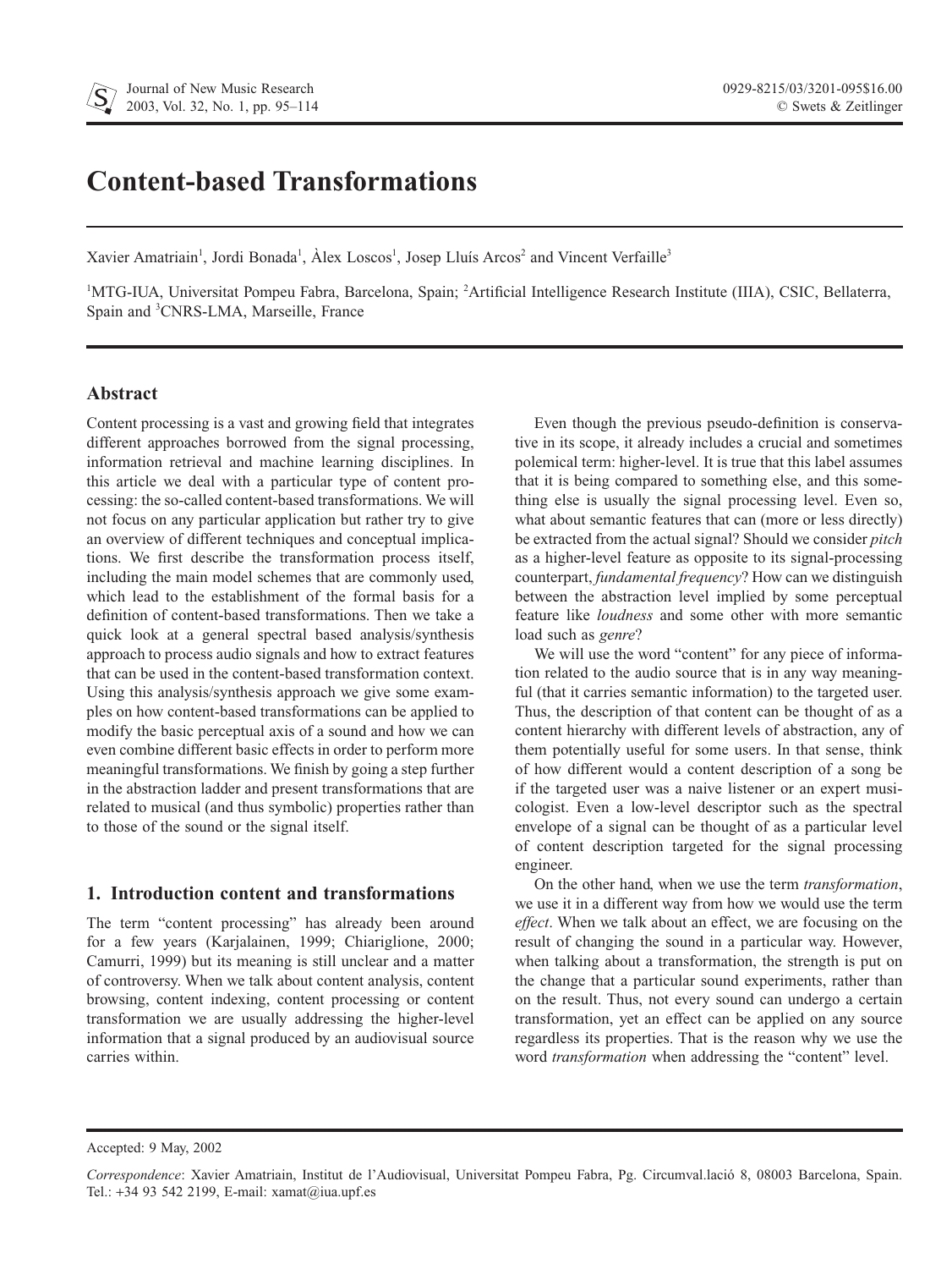# Content-based Transformations

Xavier Amatriain[1], Jordi Bonada[1], Àlex Loscos[1], Josep Lluís Arcos[2] and Vincent Verfaille[3]

[1]MTG-IUA, Universitat Pompeu Fabra, Barcelona, Spain; [2]Artificial Intelligence Research Institute (IIIA), CSIC, Bellaterra, Spain and [3]CNRS-LMA, Marseille, France

## Abstract

Content processing is a vast and growing field that integrates different approaches borrowed from the signal processing, information retrieval and machine learning disciplines. In this article we deal with a particular type of content processing: the so-called content-based transformations. We will not focus on any particular application but rather try to give an overview of different techniques and conceptual implications. We first describe the transformation process itself, including the main model schemes that are commonly used, which lead to the establishment of the formal basis for a definition of content-based transformations. Then we take a quick look at a general spectral based analysis/synthesis approach to process audio signals and how to extract features that can be used in the content-based transformation context. Using this analysis/synthesis approach we give some examples on how content-based transformations can be applied to modify the basic perceptual axis of a sound and how we can even combine different basic effects in order to perform more meaningful transformations. We finish by going a step further in the abstraction ladder and present transformations that are related to musical (and thus symbolic) properties rather than to those of the sound or the signal itself.

## 1. Introduction content and transformations

The term "content processing" has already been around for a few years (Karjalainen, 1999; Chiariglione, 2000; Camurri, 1999) but its meaning is still unclear and a matter of controversy. When we talk about content analysis, content browsing, content indexing, content processing or content transformation we are usually addressing the higher-level information that a signal produced by an audiovisual source carries within.

Even though the previous pseudo-definition is conservative in its scope, it already includes a crucial and sometimes polemical term: higher-level. It is true that this label assumes that it is being compared to something else, and this something else is usually the signal processing level. Even so, what about semantic features that can (more or less directly) be extracted from the actual signal? Should we consider *pitch* as a higher-level feature as opposite to its signal-processing counterpart, *fundamental frequency*? How can we distinguish between the abstraction level implied by some perceptual feature like *loudness* and some other with more semantic load such as *genre*?

We will use the word "content" for any piece of information related to the audio source that is in any way meaningful (that it carries semantic information) to the targeted user. Thus, the description of that content can be thought of as a content hierarchy with different levels of abstraction, any of them potentially useful for some users. In that sense, think of how different would a content description of a song be if the targeted user was a naive listener or an expert musicologist. Even a low-level descriptor such as the spectral envelope of a signal can be thought of as a particular level of content description targeted for the signal processing engineer.

On the other hand, when we use the term *transformation*, we use it in a different way from how we would use the term *effect*. When we talk about an effect, we are focusing on the result of changing the sound in a particular way. However, when talking about a transformation, the strength is put on the change that a particular sound experiments, rather than on the result. Thus, not every sound can undergo a certain transformation, yet an effect can be applied on any source regardless its properties. That is the reason why we use the word *transformation* when addressing the "content" level.

Accepted: 9 May, 2002

*Correspondence*: Xavier Amatriain, Institut de l'Audiovisual, Universitat Pompeu Fabra, Pg. Circumval.lació 8, 08003 Barcelona, Spain. Tel.: +34 93 542 2199, E-mail: xamat@iua.upf.es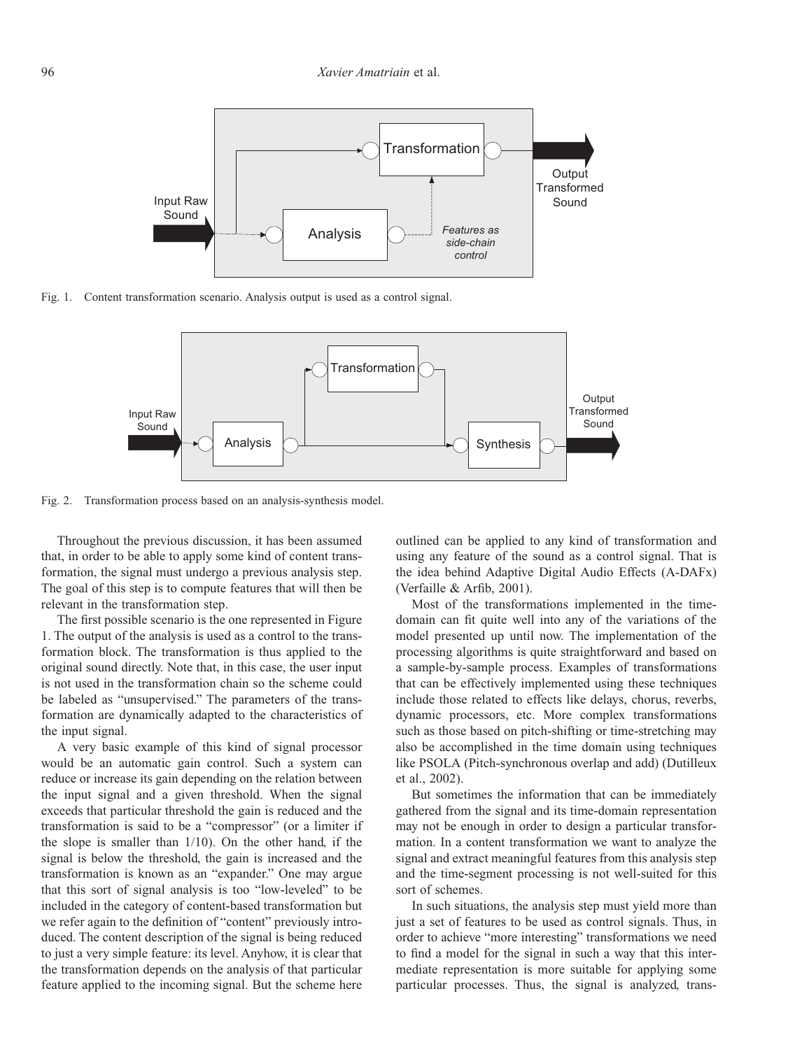Input Raw Sound

Analysis

Features as side-chain control

Transformation

Output Transformed Sound

Fig. 1. Content transformation scenario. Analysis output is used as a control signal.

Input Raw Sound

Analysis

Transformation

Synthesis

Output Transformed Sound

Fig. 2. Transformation process based on an analysis-synthesis model.

Throughout the previous discussion, it has been assumed that, in order to be able to apply some kind of content transformation, the signal must undergo a previous analysis step. The goal of this step is to compute features that will then be relevant in the transformation step.

The first possible scenario is the one represented in Figure 1. The output of the analysis is used as a control to the transformation block. The transformation is thus applied to the original sound directly. Note that, in this case, the user input is not used in the transformation chain so the scheme could be labeled as "unsupervised." The parameters of the transformation are dynamically adapted to the characteristics of the input signal.

A very basic example of this kind of signal processor would be an automatic gain control. Such a system can reduce or increase its gain depending on the relation between the input signal and a given threshold. When the signal exceeds that particular threshold the gain is reduced and the transformation is said to be a "compressor" (or a limiter if the slope is smaller than 1/10). On the other hand, if the signal is below the threshold, the gain is increased and the transformation is known as an "expander." One may argue that this sort of signal analysis is too "low-leveled" to be included in the category of content-based transformation but we refer again to the definition of "content" previously introduced. The content description of the signal is being reduced to just a very simple feature: its level. Anyhow, it is clear that the transformation depends on the analysis of that particular feature applied to the incoming signal. But the scheme here outlined can be applied to any kind of transformation and using any feature of the sound as a control signal. That is the idea behind Adaptive Digital Audio Effects (A-DAFx) (Verfaille & Arfib, 2001).

Most of the transformations implemented in the time-domain can fit quite well into any of the variations of the model presented up until now. The implementation of the processing algorithms is quite straightforward and based on a sample-by-sample process. Examples of transformations that can be effectively implemented using these techniques include those related to effects like delays, chorus, reverbs, dynamic processors, etc. More complex transformations such as those based on pitch-shifting or time-stretching may also be accomplished in the time domain using techniques like PSOLA (Pitch-synchronous overlap and add) (Dutilleux et al., 2002).

But sometimes the information that can be immediately gathered from the signal and its time-domain representation may not be enough in order to design a particular transformation. In a content transformation we want to analyze the signal and extract meaningful features from this analysis step and the time-segment processing is not well-suited for this sort of schemes.

In such situations, the analysis step must yield more than just a set of features to be used as control signals. Thus, in order to achieve "more interesting" transformations we need to find a model for the signal in such a way that this intermediate representation is more suitable for applying some particular processes. Thus, the signal is analyzed, trans-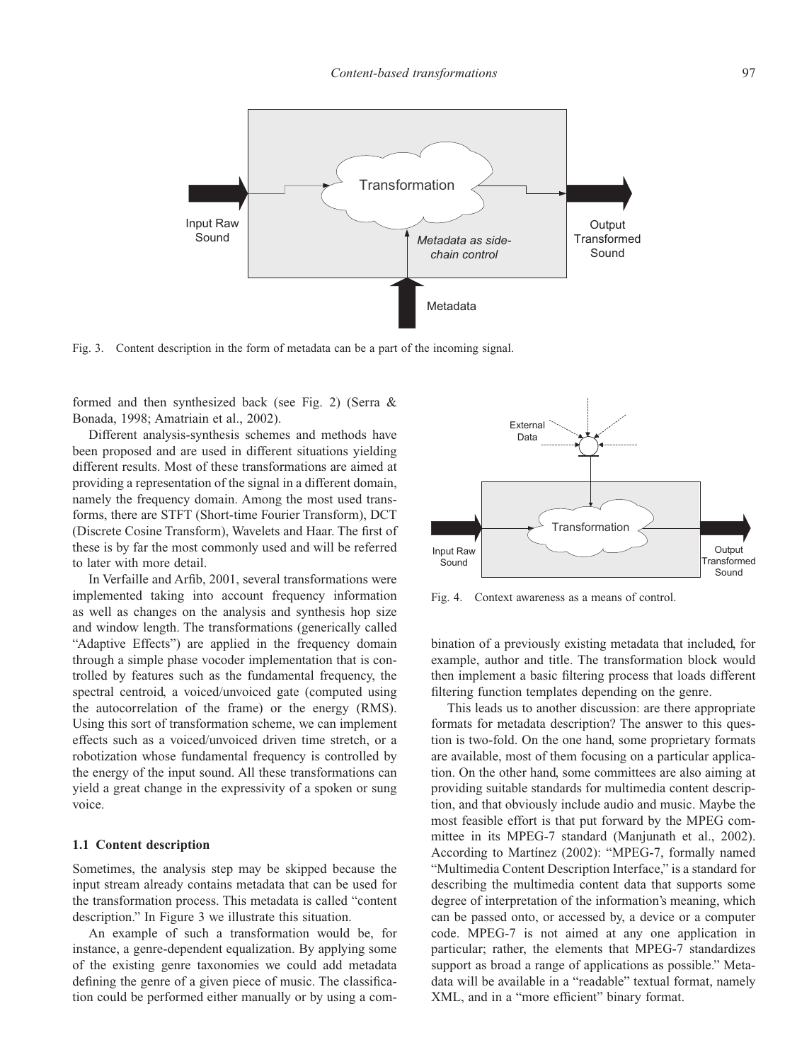Fig. 3. Content description in the form of metadata can be a part of the incoming signal.

formed and then synthesized back (see Fig. 2) (Serra & Bonada, 1998; Amatriain et al., 2002).

Different analysis-synthesis schemes and methods have been proposed and are used in different situations yielding different results. Most of these transformations are aimed at providing a representation of the signal in a different domain, namely the frequency domain. Among the most used transforms, there are STFT (Short-time Fourier Transform), DCT (Discrete Cosine Transform), Wavelets and Haar. The first of these is by far the most commonly used and will be referred to later with more detail.

In Verfaille and Arfib, 2001, several transformations were implemented taking into account frequency information as well as changes on the analysis and synthesis hop size and window length. The transformations (generically called "Adaptive Effects") are applied in the frequency domain through a simple phase vocoder implementation that is controlled by features such as the fundamental frequency, the spectral centroid, a voiced/unvoiced gate (computed using the autocorrelation of the frame) or the energy (RMS). Using this sort of transformation scheme, we can implement effects such as a voiced/unvoiced driven time stretch, or a robotization whose fundamental frequency is controlled by the energy of the input sound. All these transformations can yield a great change in the expressivity of a spoken or sung voice.

### 1.1 Content description

Sometimes, the analysis step may be skipped because the input stream already contains metadata that can be used for the transformation process. This metadata is called "content description." In Figure 3 we illustrate this situation.

An example of such a transformation would be, for instance, a genre-dependent equalization. By applying some of the existing genre taxonomies we could add metadata defining the genre of a given piece of music. The classification could be performed either manually or by using a combination of a previously existing metadata that included, for example, author and title. The transformation block would then implement a basic filtering process that loads different filtering function templates depending on the genre.

Fig. 4. Context awareness as a means of control.

This leads us to another discussion: are there appropriate formats for metadata description? The answer to this question is two-fold. On the one hand, some proprietary formats are available, most of them focusing on a particular application. On the other hand, some committees are also aiming at providing suitable standards for multimedia content description, and that obviously include audio and music. Maybe the most feasible effort is that put forward by the MPEG committee in its MPEG-7 standard (Manjunath et al., 2002). According to Martínez (2002): "MPEG-7, formally named "Multimedia Content Description Interface," is a standard for describing the multimedia content data that supports some degree of interpretation of the information's meaning, which can be passed onto, or accessed by, a device or a computer code. MPEG-7 is not aimed at any one application in particular; rather, the elements that MPEG-7 standardizes support as broad a range of applications as possible." Metadata will be available in a "readable" textual format, namely XML, and in a "more efficient" binary format.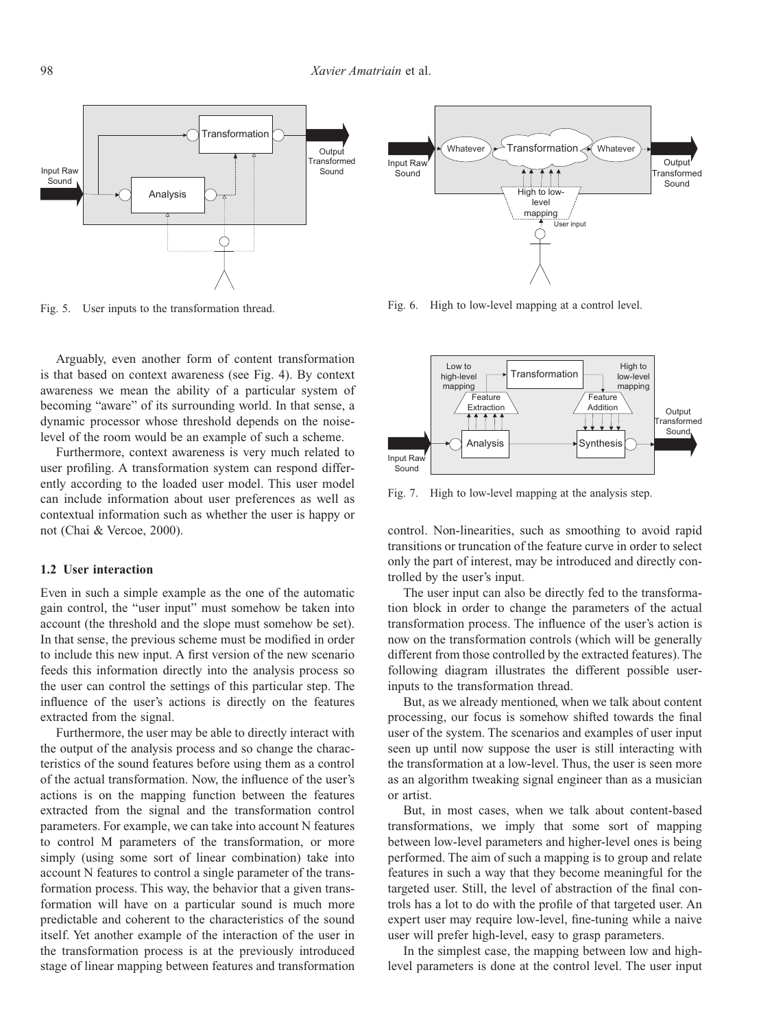Fig. 5. User inputs to the transformation thread.

Fig. 6. High to low-level mapping at a control level.

Arguably, even another form of content transformation is that based on context awareness (see Fig. 4). By context awareness we mean the ability of a particular system of becoming "aware" of its surrounding world. In that sense, a dynamic processor whose threshold depends on the noise-level of the room would be an example of such a scheme.

Furthermore, context awareness is very much related to user profiling. A transformation system can respond differently according to the loaded user model. This user model can include information about user preferences as well as contextual information such as whether the user is happy or not (Chai & Vercoe, 2000).

### 1.2 User interaction

Even in such a simple example as the one of the automatic gain control, the "user input" must somehow be taken into account (the threshold and the slope must somehow be set). In that sense, the previous scheme must be modified in order to include this new input. A first version of the new scenario feeds this information directly into the analysis process so the user can control the settings of this particular step. The influence of the user's actions is directly on the features extracted from the signal.

Furthermore, the user may be able to directly interact with the output of the analysis process and so change the characteristics of the sound features before using them as a control of the actual transformation. Now, the influence of the user's actions is on the mapping function between the features extracted from the signal and the transformation control parameters. For example, we can take into account N features to control M parameters of the transformation, or more simply (using some sort of linear combination) take into account N features to control a single parameter of the transformation process. This way, the behavior that a given transformation will have on a particular sound is much more predictable and coherent to the characteristics of the sound itself. Yet another example of the interaction of the user in the transformation process is at the previously introduced stage of linear mapping between features and transformation control. Non-linearities, such as smoothing to avoid rapid transitions or truncation of the feature curve in order to select only the part of interest, may be introduced and directly controlled by the user's input.

Fig. 7. High to low-level mapping at the analysis step.

The user input can also be directly fed to the transformation block in order to change the parameters of the actual transformation process. The influence of the user's action is now on the transformation controls (which will be generally different from those controlled by the extracted features). The following diagram illustrates the different possible user-inputs to the transformation thread.

But, as we already mentioned, when we talk about content processing, our focus is somehow shifted towards the final user of the system. The scenarios and examples of user input seen up until now suppose the user is still interacting with the transformation at a low-level. Thus, the user is seen more as an algorithm tweaking signal engineer than as a musician or artist.

But, in most cases, when we talk about content-based transformations, we imply that some sort of mapping between low-level parameters and higher-level ones is being performed. The aim of such a mapping is to group and relate features in such a way that they become meaningful for the targeted user. Still, the level of abstraction of the final controls has a lot to do with the profile of that targeted user. An expert user may require low-level, fine-tuning while a naive user will prefer high-level, easy to grasp parameters.

In the simplest case, the mapping between low and high-level parameters is done at the control level. The user input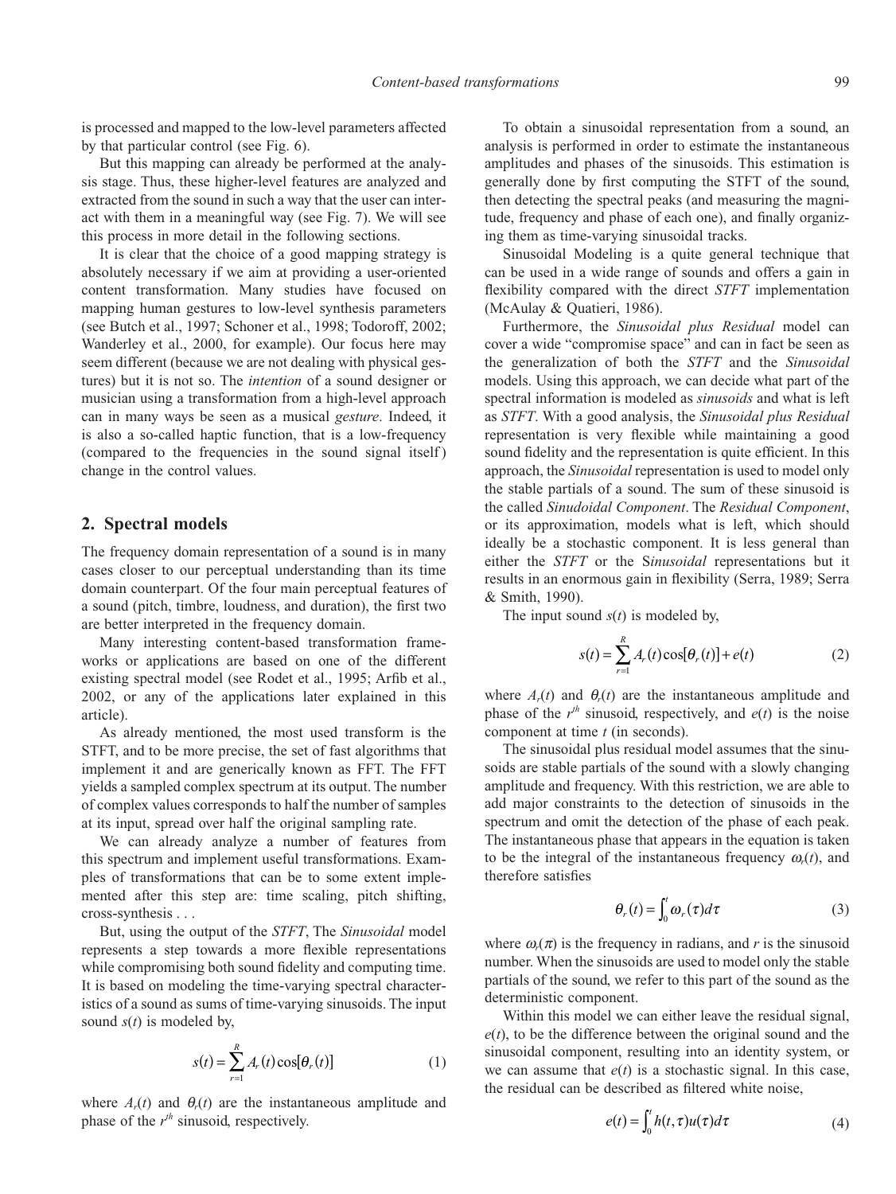is processed and mapped to the low-level parameters affected by that particular control (see Fig. 6).

But this mapping can already be performed at the analysis stage. Thus, these higher-level features are analyzed and extracted from the sound in such a way that the user can interact with them in a meaningful way (see Fig. 7). We will see this process in more detail in the following sections.

It is clear that the choice of a good mapping strategy is absolutely necessary if we aim at providing a user-oriented content transformation. Many studies have focused on mapping human gestures to low-level synthesis parameters (see Butch et al., 1997; Schoner et al., 1998; Todoroff, 2002; Wanderley et al., 2000, for example). Our focus here may seem different (because we are not dealing with physical gestures) but it is not so. The *intention* of a sound designer or musician using a transformation from a high-level approach can in many ways be seen as a musical *gesture*. Indeed, it is also a so-called haptic function, that is a low-frequency (compared to the frequencies in the sound signal itself) change in the control values.

## 2. Spectral models

The frequency domain representation of a sound is in many cases closer to our perceptual understanding than its time domain counterpart. Of the four main perceptual features of a sound (pitch, timbre, loudness, and duration), the first two are better interpreted in the frequency domain.

Many interesting content-based transformation frameworks or applications are based on one of the different existing spectral model (see Rodet et al., 1995; Arfib et al., 2002, or any of the applications later explained in this article).

As already mentioned, the most used transform is the STFT, and to be more precise, the set of fast algorithms that implement it and are generically known as FFT. The FFT yields a sampled complex spectrum at its output. The number of complex values corresponds to half the number of samples at its input, spread over half the original sampling rate.

We can already analyze a number of features from this spectrum and implement useful transformations. Examples of transformations that can be to some extent implemented after this step are: time scaling, pitch shifting, cross-synthesis . . .

But, using the output of the *STFT*, The *Sinusoidal* model represents a step towards a more flexible representations while compromising both sound fidelity and computing time. It is based on modeling the time-varying spectral characteristics of a sound as sums of time-varying sinusoids. The input sound $s(t)$ is modeled by,

$$s(t) = \sum_{r=1}^{R} A_r(t)\cos[\theta_r(t)] \tag{1}$$

where $A_r(t)$ and $\theta_r(t)$ are the instantaneous amplitude and phase of the $r^{th}$ sinusoid, respectively.

To obtain a sinusoidal representation from a sound, an analysis is performed in order to estimate the instantaneous amplitudes and phases of the sinusoids. This estimation is generally done by first computing the STFT of the sound, then detecting the spectral peaks (and measuring the magnitude, frequency and phase of each one), and finally organizing them as time-varying sinusoidal tracks.

Sinusoidal Modeling is a quite general technique that can be used in a wide range of sounds and offers a gain in flexibility compared with the direct *STFT* implementation (McAulay & Quatieri, 1986).

Furthermore, the *Sinusoidal plus Residual* model can cover a wide "compromise space" and can in fact be seen as the generalization of both the *STFT* and the *Sinusoidal* models. Using this approach, we can decide what part of the spectral information is modeled as *sinusoids* and what is left as *STFT*. With a good analysis, the *Sinusoidal plus Residual* representation is very flexible while maintaining a good sound fidelity and the representation is quite efficient. In this approach, the *Sinusoidal* representation is used to model only the stable partials of a sound. The sum of these sinusoid is the called *Sinudoidal Component*. The *Residual Component*, or its approximation, models what is left, which should ideally be a stochastic component. It is less general than either the *STFT* or the S*inusoidal* representations but it results in an enormous gain in flexibility (Serra, 1989; Serra & Smith, 1990).

The input sound $s(t)$ is modeled by,

$$s(t) = \sum_{r=1}^{R} A_r(t)\cos[\theta_r(t)] + e(t) \tag{2}$$

where $A_r(t)$ and $\theta_r(t)$ are the instantaneous amplitude and phase of the $r^{th}$ sinusoid, respectively, and $e(t)$ is the noise component at time $t$ (in seconds).

The sinusoidal plus residual model assumes that the sinusoids are stable partials of the sound with a slowly changing amplitude and frequency. With this restriction, we are able to add major constraints to the detection of sinusoids in the spectrum and omit the detection of the phase of each peak. The instantaneous phase that appears in the equation is taken to be the integral of the instantaneous frequency $\omega_r(t)$, and therefore satisfies

$$\theta_r(t) = \int_0^t \omega_r(\tau)d\tau \tag{3}$$

where $\omega_r(\pi)$ is the frequency in radians, and $r$ is the sinusoid number. When the sinusoids are used to model only the stable partials of the sound, we refer to this part of the sound as the deterministic component.

Within this model we can either leave the residual signal, $e(t)$, to be the difference between the original sound and the sinusoidal component, resulting into an identity system, or we can assume that $e(t)$ is a stochastic signal. In this case, the residual can be described as filtered white noise,

$$e(t) = \int_0^t h(t,\tau)u(\tau)d\tau \tag{4}$$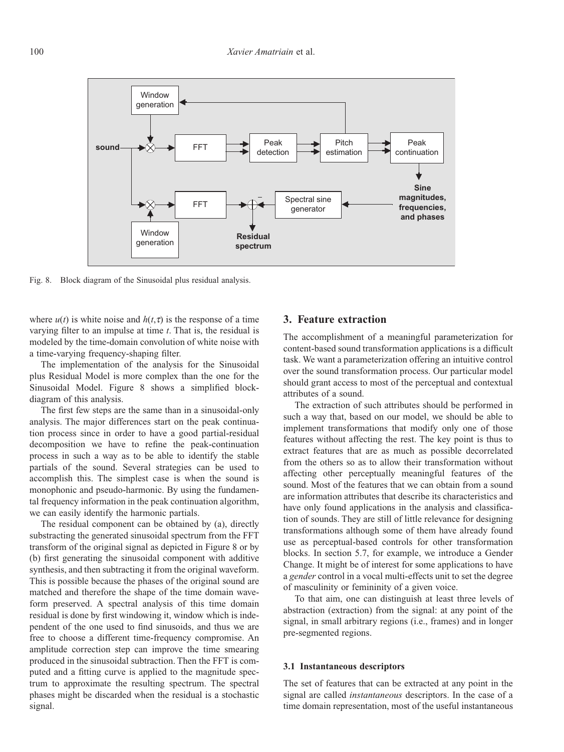Window generation

sound

FFT

Peak detection

Pitch estimation

Peak continuation

Sine magnitudes, frequencies, and phases

FFT

–

Spectral sine generator

Window generation

Residual spectrum

Fig. 8. Block diagram of the Sinusoidal plus residual analysis.

where $u(t)$ is white noise and $h(t,\tau)$ is the response of a time varying filter to an impulse at time $t$. That is, the residual is modeled by the time-domain convolution of white noise with a time-varying frequency-shaping filter.

The implementation of the analysis for the Sinusoidal plus Residual Model is more complex than the one for the Sinusoidal Model. Figure 8 shows a simplified block-diagram of this analysis.

The first few steps are the same than in a sinusoidal-only analysis. The major differences start on the peak continuation process since in order to have a good partial-residual decomposition we have to refine the peak-continuation process in such a way as to be able to identify the stable partials of the sound. Several strategies can be used to accomplish this. The simplest case is when the sound is monophonic and pseudo-harmonic. By using the fundamental frequency information in the peak continuation algorithm, we can easily identify the harmonic partials.

The residual component can be obtained by (a), directly substracting the generated sinusoidal spectrum from the FFT transform of the original signal as depicted in Figure 8 or by (b) first generating the sinusoidal component with additive synthesis, and then subtracting it from the original waveform. This is possible because the phases of the original sound are matched and therefore the shape of the time domain waveform preserved. A spectral analysis of this time domain residual is done by first windowing it, window which is independent of the one used to find sinusoids, and thus we are free to choose a different time-frequency compromise. An amplitude correction step can improve the time smearing produced in the sinusoidal subtraction. Then the FFT is computed and a fitting curve is applied to the magnitude spectrum to approximate the resulting spectrum. The spectral phases might be discarded when the residual is a stochastic signal.

## 3. Feature extraction

The accomplishment of a meaningful parameterization for content-based sound transformation applications is a difficult task. We want a parameterization offering an intuitive control over the sound transformation process. Our particular model should grant access to most of the perceptual and contextual attributes of a sound.

The extraction of such attributes should be performed in such a way that, based on our model, we should be able to implement transformations that modify only one of those features without affecting the rest. The key point is thus to extract features that are as much as possible decorrelated from the others so as to allow their transformation without affecting other perceptually meaningful features of the sound. Most of the features that we can obtain from a sound are information attributes that describe its characteristics and have only found applications in the analysis and classification of sounds. They are still of little relevance for designing transformations although some of them have already found use as perceptual-based controls for other transformation blocks. In section 5.7, for example, we introduce a Gender Change. It might be of interest for some applications to have a *gender* control in a vocal multi-effects unit to set the degree of masculinity or femininity of a given voice.

To that aim, one can distinguish at least three levels of abstraction (extraction) from the signal: at any point of the signal, in small arbitrary regions (i.e., frames) and in longer pre-segmented regions.

### 3.1 Instantaneous descriptors

The set of features that can be extracted at any point in the signal are called *instantaneous* descriptors. In the case of a time domain representation, most of the useful instantaneous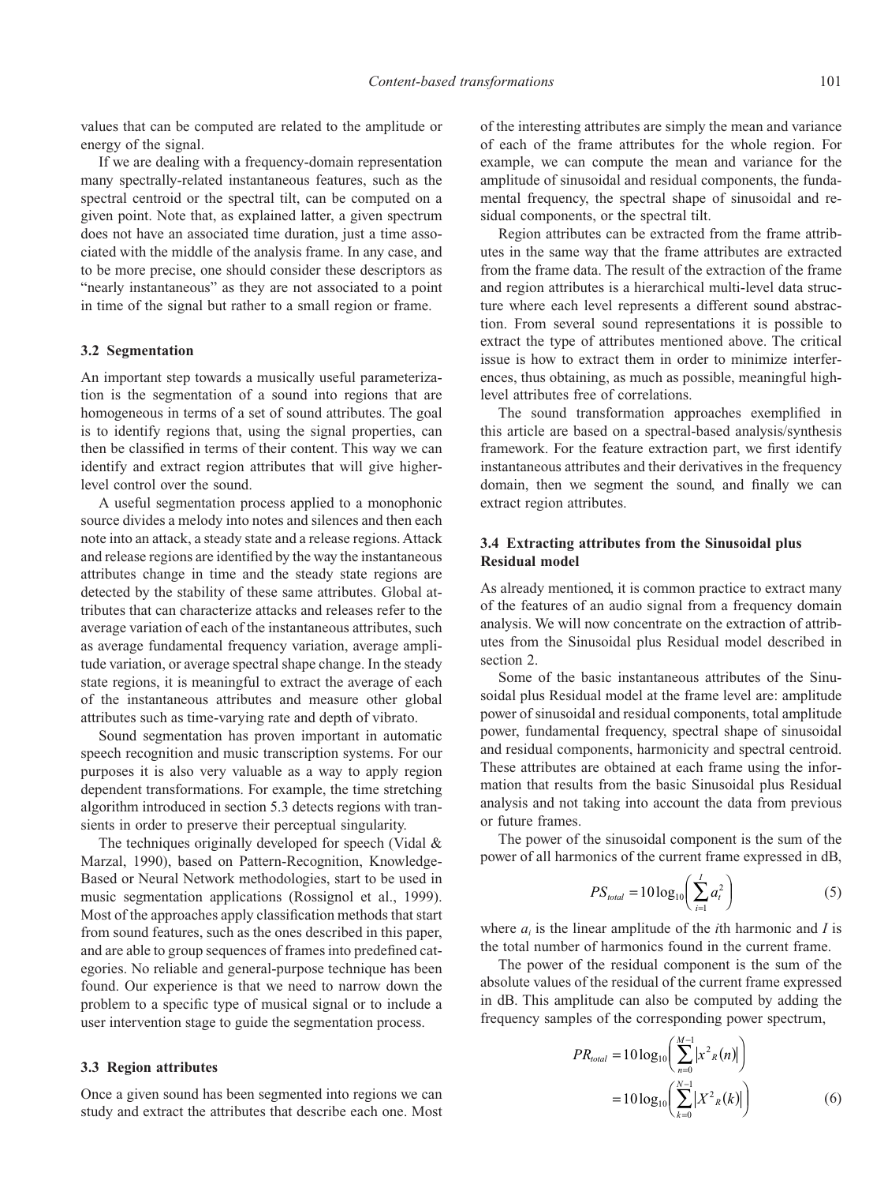values that can be computed are related to the amplitude or energy of the signal.

If we are dealing with a frequency-domain representation many spectrally-related instantaneous features, such as the spectral centroid or the spectral tilt, can be computed on a given point. Note that, as explained latter, a given spectrum does not have an associated time duration, just a time associated with the middle of the analysis frame. In any case, and to be more precise, one should consider these descriptors as "nearly instantaneous" as they are not associated to a point in time of the signal but rather to a small region or frame.

### 3.2 Segmentation

An important step towards a musically useful parameterization is the segmentation of a sound into regions that are homogeneous in terms of a set of sound attributes. The goal is to identify regions that, using the signal properties, can then be classified in terms of their content. This way we can identify and extract region attributes that will give higher-level control over the sound.

A useful segmentation process applied to a monophonic source divides a melody into notes and silences and then each note into an attack, a steady state and a release regions. Attack and release regions are identified by the way the instantaneous attributes change in time and the steady state regions are detected by the stability of these same attributes. Global attributes that can characterize attacks and releases refer to the average variation of each of the instantaneous attributes, such as average fundamental frequency variation, average amplitude variation, or average spectral shape change. In the steady state regions, it is meaningful to extract the average of each of the instantaneous attributes and measure other global attributes such as time-varying rate and depth of vibrato.

Sound segmentation has proven important in automatic speech recognition and music transcription systems. For our purposes it is also very valuable as a way to apply region dependent transformations. For example, the time stretching algorithm introduced in section 5.3 detects regions with transients in order to preserve their perceptual singularity.

The techniques originally developed for speech (Vidal & Marzal, 1990), based on Pattern-Recognition, Knowledge-Based or Neural Network methodologies, start to be used in music segmentation applications (Rossignol et al., 1999). Most of the approaches apply classification methods that start from sound features, such as the ones described in this paper, and are able to group sequences of frames into predefined categories. No reliable and general-purpose technique has been found. Our experience is that we need to narrow down the problem to a specific type of musical signal or to include a user intervention stage to guide the segmentation process.

### 3.3 Region attributes

Once a given sound has been segmented into regions we can study and extract the attributes that describe each one. Most of the interesting attributes are simply the mean and variance of each of the frame attributes for the whole region. For example, we can compute the mean and variance for the amplitude of sinusoidal and residual components, the fundamental frequency, the spectral shape of sinusoidal and residual components, or the spectral tilt.

Region attributes can be extracted from the frame attributes in the same way that the frame attributes are extracted from the frame data. The result of the extraction of the frame and region attributes is a hierarchical multi-level data structure where each level represents a different sound abstraction. From several sound representations it is possible to extract the type of attributes mentioned above. The critical issue is how to extract them in order to minimize interferences, thus obtaining, as much as possible, meaningful high-level attributes free of correlations.

The sound transformation approaches exemplified in this article are based on a spectral-based analysis/synthesis framework. For the feature extraction part, we first identify instantaneous attributes and their derivatives in the frequency domain, then we segment the sound, and finally we can extract region attributes.

### 3.4 Extracting attributes from the Sinusoidal plus Residual model

As already mentioned, it is common practice to extract many of the features of an audio signal from a frequency domain analysis. We will now concentrate on the extraction of attributes from the Sinusoidal plus Residual model described in section 2.

Some of the basic instantaneous attributes of the Sinusoidal plus Residual model at the frame level are: amplitude power of sinusoidal and residual components, total amplitude power, fundamental frequency, spectral shape of sinusoidal and residual components, harmonicity and spectral centroid. These attributes are obtained at each frame using the information that results from the basic Sinusoidal plus Residual analysis and not taking into account the data from previous or future frames.

The power of the sinusoidal component is the sum of the power of all harmonics of the current frame expressed in dB,

$$PS_{total} = 10\log_{10}\left(\sum_{i=1}^{I} a_i^2\right) \tag{5}$$

where $a_i$ is the linear amplitude of the $i$th harmonic and $I$ is the total number of harmonics found in the current frame.

The power of the residual component is the sum of the absolute values of the residual of the current frame expressed in dB. This amplitude can also be computed by adding the frequency samples of the corresponding power spectrum,

$$\begin{aligned} PR_{total} &= 10\log_{10}\left(\sum_{n=0}^{M-1} \left|x^2{}_R(n)\right|\right) \\ &= 10\log_{10}\left(\sum_{k=0}^{N-1} \left|X^2{}_R(k)\right|\right) \end{aligned} \tag{6}$$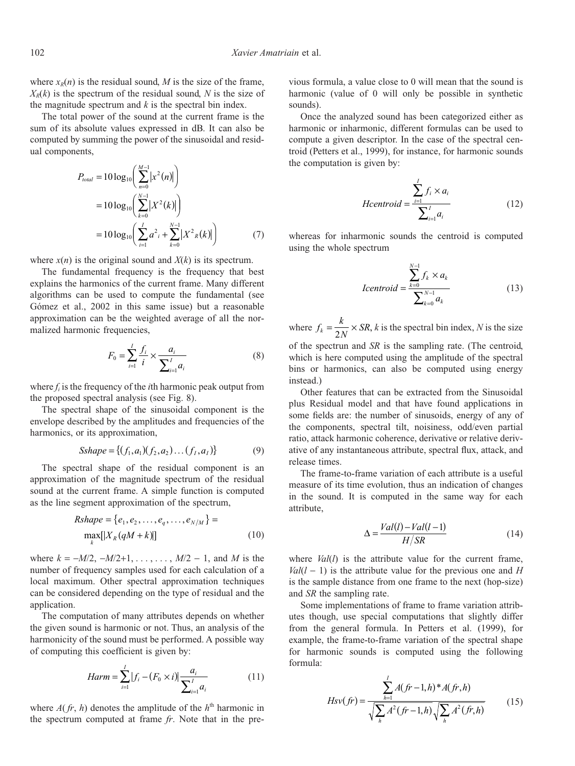where $x_R(n)$ is the residual sound, $M$ is the size of the frame, $X_R(k)$ is the spectrum of the residual sound, $N$ is the size of the magnitude spectrum and $k$ is the spectral bin index.

The total power of the sound at the current frame is the sum of its absolute values expressed in dB. It can also be computed by summing the power of the sinusoidal and residual components,

$$
\begin{aligned}
P_{total} &= 10\log_{10}\left(\sum_{n=0}^{M-1}\left|x^2(n)\right|\right) \\
&= 10\log_{10}\left(\sum_{k=0}^{N-1}\left|X^2(k)\right|\right) \\
&= 10\log_{10}\left(\sum_{i=1}^{I}a^2{}_i + \sum_{k=0}^{N-1}\left|X^2{}_R(k)\right|\right)
\end{aligned} \tag{7}
$$

where $x(n)$ is the original sound and $X(k)$ is its spectrum.

The fundamental frequency is the frequency that best explains the harmonics of the current frame. Many different algorithms can be used to compute the fundamental (see Gómez et al., 2002 in this same issue) but a reasonable approximation can be the weighted average of all the normalized harmonic frequencies,

$$
F_0 = \sum_{i=1}^{I}\frac{f_i}{i}\times\frac{a_i}{\sum_{i=1}^{I}a_i} \tag{8}
$$

where $f_i$ is the frequency of the $i$th harmonic peak output from the proposed spectral analysis (see Fig. 8).

The spectral shape of the sinusoidal component is the envelope described by the amplitudes and frequencies of the harmonics, or its approximation,

$$
Sshape = \{(f_1, a_1)(f_2, a_2)\ldots(f_I, a_I)\} \tag{9}
$$

The spectral shape of the residual component is an approximation of the magnitude spectrum of the residual sound at the current frame. A simple function is computed as the line segment approximation of the spectrum,

$$
\begin{aligned}
Rshape &= \{e_1, e_2, \ldots, e_q, \ldots, e_{N/M}\} = \\
&\max_k[|X_R(qM+k)|]
\end{aligned} \tag{10}
$$

where $k = -M/2, -M/2+1, \ldots, \ldots, M/2-1$, and $M$ is the number of frequency samples used for each calculation of a local maximum. Other spectral approximation techniques can be considered depending on the type of residual and the application.

The computation of many attributes depends on whether the given sound is harmonic or not. Thus, an analysis of the harmonicity of the sound must be performed. A possible way of computing this coefficient is given by:

$$
Harm = \sum_{i=1}^{I}\left|f_i - (F_0\times i)\right|\frac{a_i}{\sum_{i=1}^{I}a_i} \tag{11}
$$

where $A(fr, h)$ denotes the amplitude of the $h^{th}$ harmonic in the spectrum computed at frame $fr$. Note that in the previous formula, a value close to 0 will mean that the sound is harmonic (value of 0 will only be possible in synthetic sounds).

Once the analyzed sound has been categorized either as harmonic or inharmonic, different formulas can be used to compute a given descriptor. In the case of the spectral centroid (Petters et al., 1999), for instance, for harmonic sounds the computation is given by:

$$
Hcentroid = \frac{\sum_{i=1}^{I}f_i\times a_i}{\sum_{i=1}^{I}a_i} \tag{12}
$$

whereas for inharmonic sounds the centroid is computed using the whole spectrum

$$
Icentroid = \frac{\sum_{k=0}^{N-1}f_k\times a_k}{\sum_{k=0}^{N-1}a_k} \tag{13}
$$

where $f_k = \frac{k}{2N}\times SR$, $k$ is the spectral bin index, $N$ is the size of the spectrun and $SR$ is the sampling rate. (The centroid, which is here computed using the amplitude of the spectral bins or harmonics, can also be computed using energy instead.)

Other features that can be extracted from the Sinusoidal plus Residual model and that have found applications in some fields are: the number of sinusoids, energy of any of the components, spectral tilt, noisiness, odd/even partial ratio, attack harmonic coherence, derivative or relative derivative of any instantaneous attribute, spectral flux, attack, and release times.

The frame-to-frame variation of each attribute is a useful measure of its time evolution, thus an indication of changes in the sound. It is computed in the same way for each attribute,

$$
\Delta = \frac{Val(l) - Val(l-1)}{H/SR} \tag{14}
$$

where $Val(l)$ is the attribute value for the current frame, $Val(l-1)$ is the attribute value for the previous one and $H$ is the sample distance from one frame to the next (hop-size) and $SR$ the sampling rate.

Some implementations of frame to frame variation attributes though, use special computations that slightly differ from the general formula. In Petters et al. (1999), for example, the frame-to-frame variation of the spectral shape for harmonic sounds is computed using the following formula:

$$
Hsv(fr) = \frac{\sum_{h=1}^{I}A(fr-1,h)*A(fr,h)}{\sqrt{\sum_h A^2(fr-1,h)}\sqrt{\sum_h A^2(fr,h)}} \tag{15}
$$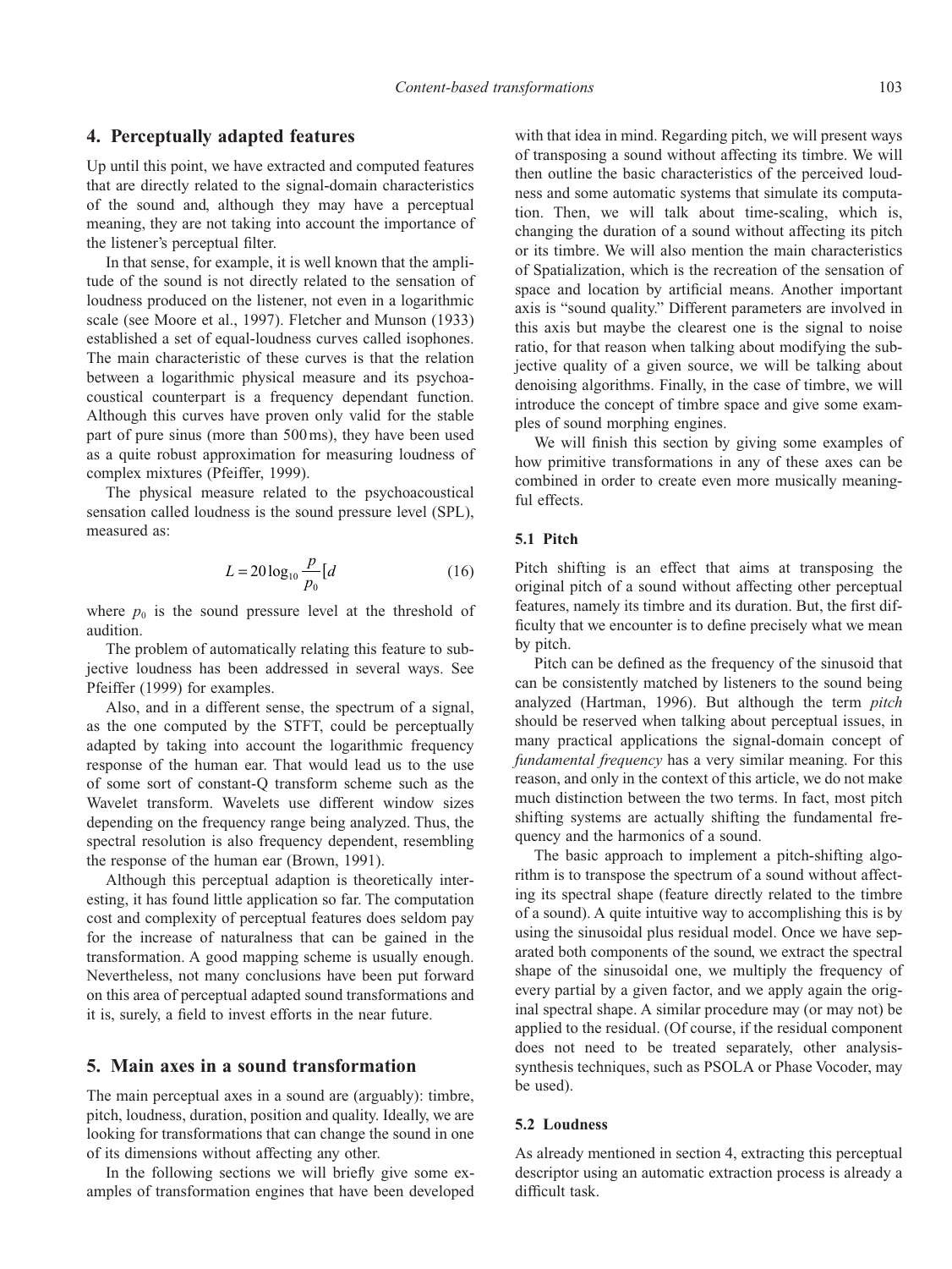## 4. Perceptually adapted features

Up until this point, we have extracted and computed features that are directly related to the signal-domain characteristics of the sound and, although they may have a perceptual meaning, they are not taking into account the importance of the listener's perceptual filter.

In that sense, for example, it is well known that the amplitude of the sound is not directly related to the sensation of loudness produced on the listener, not even in a logarithmic scale (see Moore et al., 1997). Fletcher and Munson (1933) established a set of equal-loudness curves called isophones. The main characteristic of these curves is that the relation between a logarithmic physical measure and its psychoacoustical counterpart is a frequency dependant function. Although this curves have proven only valid for the stable part of pure sinus (more than 500 ms), they have been used as a quite robust approximation for measuring loudness of complex mixtures (Pfeiffer, 1999).

The physical measure related to the psychoacoustical sensation called loudness is the sound pressure level (SPL), measured as:

$$L = 20\log_{10}\frac{p}{p_0}[d \tag{16}$$

where $p_0$ is the sound pressure level at the threshold of audition.

The problem of automatically relating this feature to subjective loudness has been addressed in several ways. See Pfeiffer (1999) for examples.

Also, and in a different sense, the spectrum of a signal, as the one computed by the STFT, could be perceptually adapted by taking into account the logarithmic frequency response of the human ear. That would lead us to the use of some sort of constant-Q transform scheme such as the Wavelet transform. Wavelets use different window sizes depending on the frequency range being analyzed. Thus, the spectral resolution is also frequency dependent, resembling the response of the human ear (Brown, 1991).

Although this perceptual adaption is theoretically interesting, it has found little application so far. The computation cost and complexity of perceptual features does seldom pay for the increase of naturalness that can be gained in the transformation. A good mapping scheme is usually enough. Nevertheless, not many conclusions have been put forward on this area of perceptual adapted sound transformations and it is, surely, a field to invest efforts in the near future.

## 5. Main axes in a sound transformation

The main perceptual axes in a sound are (arguably): timbre, pitch, loudness, duration, position and quality. Ideally, we are looking for transformations that can change the sound in one of its dimensions without affecting any other.

In the following sections we will briefly give some examples of transformation engines that have been developed with that idea in mind. Regarding pitch, we will present ways of transposing a sound without affecting its timbre. We will then outline the basic characteristics of the perceived loudness and some automatic systems that simulate its computation. Then, we will talk about time-scaling, which is, changing the duration of a sound without affecting its pitch or its timbre. We will also mention the main characteristics of Spatialization, which is the recreation of the sensation of space and location by artificial means. Another important axis is "sound quality." Different parameters are involved in this axis but maybe the clearest one is the signal to noise ratio, for that reason when talking about modifying the subjective quality of a given source, we will be talking about denoising algorithms. Finally, in the case of timbre, we will introduce the concept of timbre space and give some examples of sound morphing engines.

We will finish this section by giving some examples of how primitive transformations in any of these axes can be combined in order to create even more musically meaningful effects.

### 5.1 Pitch

Pitch shifting is an effect that aims at transposing the original pitch of a sound without affecting other perceptual features, namely its timbre and its duration. But, the first difficulty that we encounter is to define precisely what we mean by pitch.

Pitch can be defined as the frequency of the sinusoid that can be consistently matched by listeners to the sound being analyzed (Hartman, 1996). But although the term *pitch* should be reserved when talking about perceptual issues, in many practical applications the signal-domain concept of *fundamental frequency* has a very similar meaning. For this reason, and only in the context of this article, we do not make much distinction between the two terms. In fact, most pitch shifting systems are actually shifting the fundamental frequency and the harmonics of a sound.

The basic approach to implement a pitch-shifting algorithm is to transpose the spectrum of a sound without affecting its spectral shape (feature directly related to the timbre of a sound). A quite intuitive way to accomplishing this is by using the sinusoidal plus residual model. Once we have separated both components of the sound, we extract the spectral shape of the sinusoidal one, we multiply the frequency of every partial by a given factor, and we apply again the original spectral shape. A similar procedure may (or may not) be applied to the residual. (Of course, if the residual component does not need to be treated separately, other analysis-synthesis techniques, such as PSOLA or Phase Vocoder, may be used).

### 5.2 Loudness

As already mentioned in section 4, extracting this perceptual descriptor using an automatic extraction process is already a difficult task.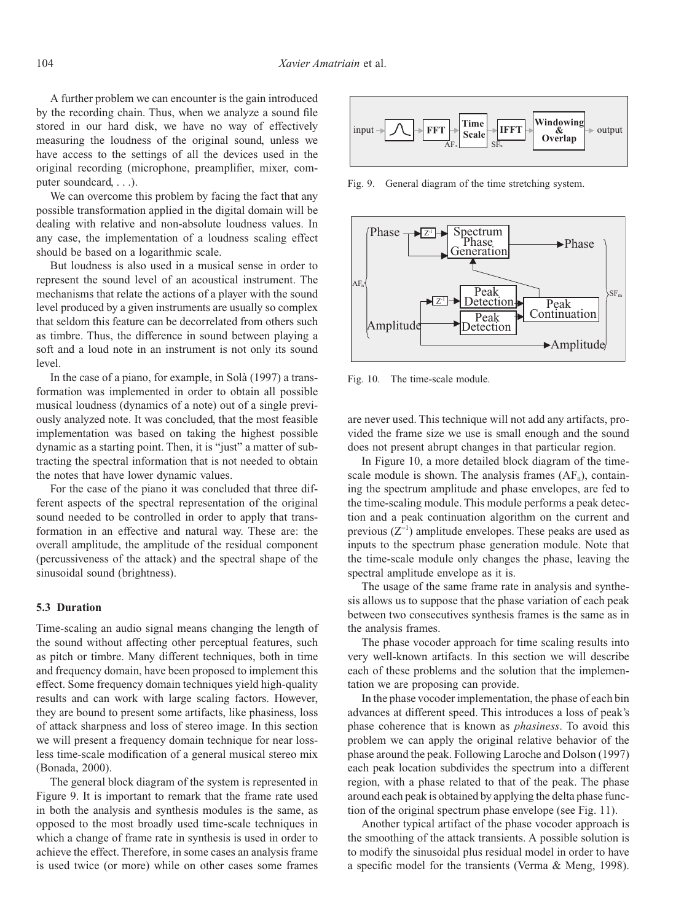A further problem we can encounter is the gain introduced by the recording chain. Thus, when we analyze a sound file stored in our hard disk, we have no way of effectively measuring the loudness of the original sound, unless we have access to the settings of all the devices used in the original recording (microphone, preamplifier, mixer, computer soundcard, . . .).

We can overcome this problem by facing the fact that any possible transformation applied in the digital domain will be dealing with relative and non-absolute loudness values. In any case, the implementation of a loudness scaling effect should be based on a logarithmic scale.

But loudness is also used in a musical sense in order to represent the sound level of an acoustical instrument. The mechanisms that relate the actions of a player with the sound level produced by a given instruments are usually so complex that seldom this feature can be decorrelated from others such as timbre. Thus, the difference in sound between playing a soft and a loud note in an instrument is not only its sound level.

In the case of a piano, for example, in Solà (1997) a transformation was implemented in order to obtain all possible musical loudness (dynamics of a note) out of a single previously analyzed note. It was concluded, that the most feasible implementation was based on taking the highest possible dynamic as a starting point. Then, it is "just" a matter of subtracting the spectral information that is not needed to obtain the notes that have lower dynamic values.

For the case of the piano it was concluded that three different aspects of the spectral representation of the original sound needed to be controlled in order to apply that transformation in an effective and natural way. These are: the overall amplitude, the amplitude of the residual component (percussiveness of the attack) and the spectral shape of the sinusoidal sound (brightness).

### 5.3 Duration

Time-scaling an audio signal means changing the length of the sound without affecting other perceptual features, such as pitch or timbre. Many different techniques, both in time and frequency domain, have been proposed to implement this effect. Some frequency domain techniques yield high-quality results and can work with large scaling factors. However, they are bound to present some artifacts, like phasiness, loss of attack sharpness and loss of stereo image. In this section we will present a frequency domain technique for near lossless time-scale modification of a general musical stereo mix (Bonada, 2000).

The general block diagram of the system is represented in Figure 9. It is important to remark that the frame rate used in both the analysis and synthesis modules is the same, as opposed to the most broadly used time-scale techniques in which a change of frame rate in synthesis is used in order to achieve the effect. Therefore, in some cases an analysis frame is used twice (or more) while on other cases some frames are never used. This technique will not add any artifacts, provided the frame size we use is small enough and the sound does not present abrupt changes in that particular region.

input
FFT
Time Scale
$AF_n$
IFFT
$SF_m$
Windowing & Overlap
output

Fig. 9. General diagram of the time stretching system.

Phase
$Z^{-1}$
Spectrum Phase Generation
Phase
$AF_n$
$Z^{-1}$
Peak Detection
Peak Detection
Peak Continuation
$SF_m$
Amplitude
Amplitude

Fig. 10. The time-scale module.

In Figure 10, a more detailed block diagram of the time-scale module is shown. The analysis frames ($AF_n$), containing the spectrum amplitude and phase envelopes, are fed to the time-scaling module. This module performs a peak detection and a peak continuation algorithm on the current and previous ($Z^{-1}$) amplitude envelopes. These peaks are used as inputs to the spectrum phase generation module. Note that the time-scale module only changes the phase, leaving the spectral amplitude envelope as it is.

The usage of the same frame rate in analysis and synthesis allows us to suppose that the phase variation of each peak between two consecutives synthesis frames is the same as in the analysis frames.

The phase vocoder approach for time scaling results into very well-known artifacts. In this section we will describe each of these problems and the solution that the implementation we are proposing can provide.

In the phase vocoder implementation, the phase of each bin advances at different speed. This introduces a loss of peak's phase coherence that is known as *phasiness*. To avoid this problem we can apply the original relative behavior of the phase around the peak. Following Laroche and Dolson (1997) each peak location subdivides the spectrum into a different region, with a phase related to that of the peak. The phase around each peak is obtained by applying the delta phase function of the original spectrum phase envelope (see Fig. 11).

Another typical artifact of the phase vocoder approach is the smoothing of the attack transients. A possible solution is to modify the sinusoidal plus residual model in order to have a specific model for the transients (Verma & Meng, 1998).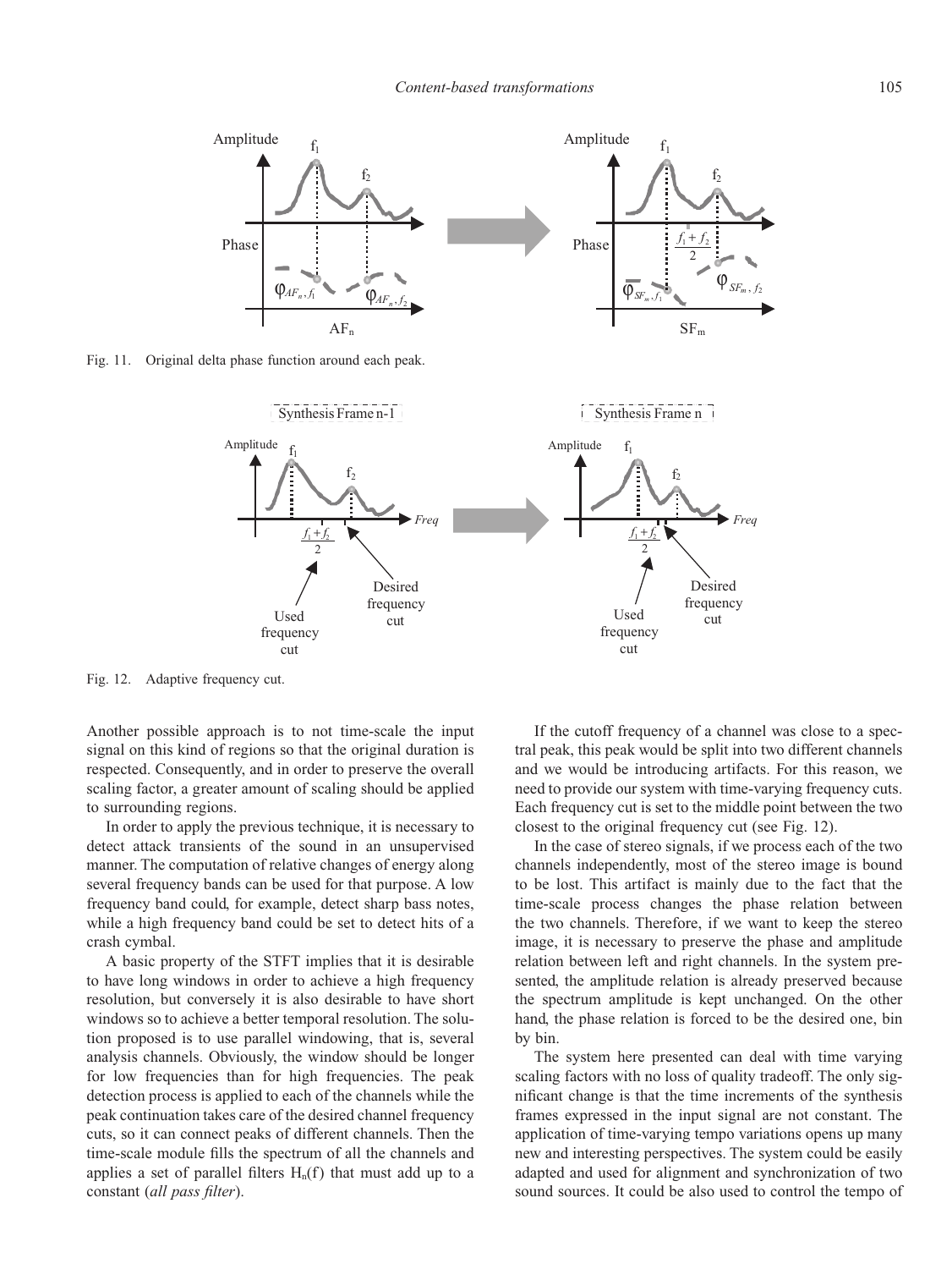Amplitude
$f_1$
$f_2$
Phase
$\varphi_{AF_n, f_1}$
$\varphi_{AF_n, f_2}$
$AF_n$

Amplitude
$f_1$
$f_2$
Phase
$\frac{f_1+f_2}{2}$
$\varphi_{SF_m, f_1}$
$\varphi_{SF_m, f_2}$
$SF_m$

Fig. 11. Original delta phase function around each peak.

Synthesis Frame n-1
Amplitude
$f_1$
$f_2$
Freq
$\frac{f_1+f_2}{2}$
Used frequency cut
Desired frequency cut

Synthesis Frame n
Amplitude
$f_1$
$f_2$
Freq
$\frac{f_1+f_2}{2}$
Used frequency cut
Desired frequency cut

Fig. 12. Adaptive frequency cut.

Another possible approach is to not time-scale the input signal on this kind of regions so that the original duration is respected. Consequently, and in order to preserve the overall scaling factor, a greater amount of scaling should be applied to surrounding regions.

In order to apply the previous technique, it is necessary to detect attack transients of the sound in an unsupervised manner. The computation of relative changes of energy along several frequency bands can be used for that purpose. A low frequency band could, for example, detect sharp bass notes, while a high frequency band could be set to detect hits of a crash cymbal.

A basic property of the STFT implies that it is desirable to have long windows in order to achieve a high frequency resolution, but conversely it is also desirable to have short windows so to achieve a better temporal resolution. The solution proposed is to use parallel windowing, that is, several analysis channels. Obviously, the window should be longer for low frequencies than for high frequencies. The peak detection process is applied to each of the channels while the peak continuation takes care of the desired channel frequency cuts, so it can connect peaks of different channels. Then the time-scale module fills the spectrum of all the channels and applies a set of parallel filters $H_n(f)$ that must add up to a constant (*all pass filter*).

If the cutoff frequency of a channel was close to a spectral peak, this peak would be split into two different channels and we would be introducing artifacts. For this reason, we need to provide our system with time-varying frequency cuts. Each frequency cut is set to the middle point between the two closest to the original frequency cut (see Fig. 12).

In the case of stereo signals, if we process each of the two channels independently, most of the stereo image is bound to be lost. This artifact is mainly due to the fact that the time-scale process changes the phase relation between the two channels. Therefore, if we want to keep the stereo image, it is necessary to preserve the phase and amplitude relation between left and right channels. In the system presented, the amplitude relation is already preserved because the spectrum amplitude is kept unchanged. On the other hand, the phase relation is forced to be the desired one, bin by bin.

The system here presented can deal with time varying scaling factors with no loss of quality tradeoff. The only significant change is that the time increments of the synthesis frames expressed in the input signal are not constant. The application of time-varying tempo variations opens up many new and interesting perspectives. The system could be easily adapted and used for alignment and synchronization of two sound sources. It could be also used to control the tempo of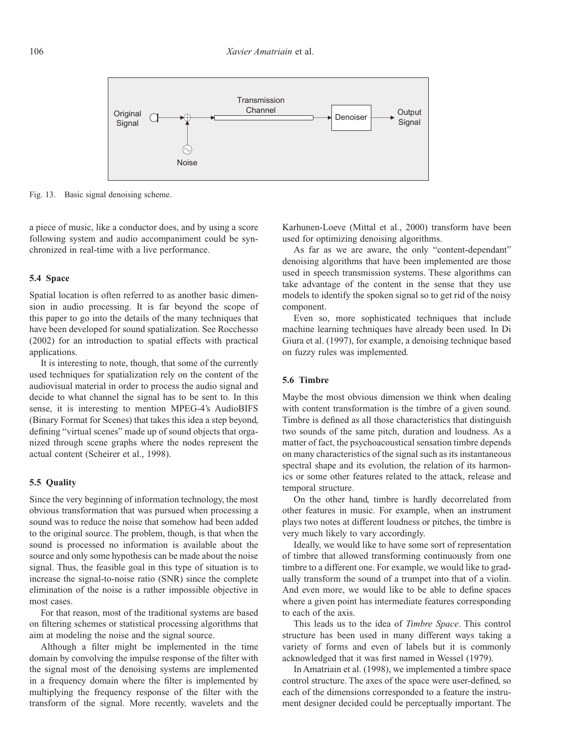Original Signal

Transmission Channel

Denoiser

Output Signal

Noise

Fig. 13. Basic signal denoising scheme.

a piece of music, like a conductor does, and by using a score following system and audio accompaniment could be synchronized in real-time with a live performance.

### 5.4 Space

Spatial location is often referred to as another basic dimension in audio processing. It is far beyond the scope of this paper to go into the details of the many techniques that have been developed for sound spatialization. See Rocchesso (2002) for an introduction to spatial effects with practical applications.

It is interesting to note, though, that some of the currently used techniques for spatialization rely on the content of the audiovisual material in order to process the audio signal and decide to what channel the signal has to be sent to. In this sense, it is interesting to mention MPEG-4's AudioBIFS (Binary Format for Scenes) that takes this idea a step beyond, defining "virtual scenes" made up of sound objects that organized through scene graphs where the nodes represent the actual content (Scheirer et al., 1998).

### 5.5 Quality

Since the very beginning of information technology, the most obvious transformation that was pursued when processing a sound was to reduce the noise that somehow had been added to the original source. The problem, though, is that when the sound is processed no information is available about the source and only some hypothesis can be made about the noise signal. Thus, the feasible goal in this type of situation is to increase the signal-to-noise ratio (SNR) since the complete elimination of the noise is a rather impossible objective in most cases.

For that reason, most of the traditional systems are based on filtering schemes or statistical processing algorithms that aim at modeling the noise and the signal source.

Although a filter might be implemented in the time domain by convolving the impulse response of the filter with the signal most of the denoising systems are implemented in a frequency domain where the filter is implemented by multiplying the frequency response of the filter with the transform of the signal. More recently, wavelets and the Karhunen-Loeve (Mittal et al., 2000) transform have been used for optimizing denoising algorithms.

As far as we are aware, the only "content-dependant" denoising algorithms that have been implemented are those used in speech transmission systems. These algorithms can take advantage of the content in the sense that they use models to identify the spoken signal so to get rid of the noisy component.

Even so, more sophisticated techniques that include machine learning techniques have already been used. In Di Giura et al. (1997), for example, a denoising technique based on fuzzy rules was implemented.

### 5.6 Timbre

Maybe the most obvious dimension we think when dealing with content transformation is the timbre of a given sound. Timbre is defined as all those characteristics that distinguish two sounds of the same pitch, duration and loudness. As a matter of fact, the psychoacoustical sensation timbre depends on many characteristics of the signal such as its instantaneous spectral shape and its evolution, the relation of its harmonics or some other features related to the attack, release and temporal structure.

On the other hand, timbre is hardly decorrelated from other features in music. For example, when an instrument plays two notes at different loudness or pitches, the timbre is very much likely to vary accordingly.

Ideally, we would like to have some sort of representation of timbre that allowed transforming continuously from one timbre to a different one. For example, we would like to gradually transform the sound of a trumpet into that of a violin. And even more, we would like to be able to define spaces where a given point has intermediate features corresponding to each of the axis.

This leads us to the idea of *Timbre Space*. This control structure has been used in many different ways taking a variety of forms and even of labels but it is commonly acknowledged that it was first named in Wessel (1979).

In Amatriain et al. (1998), we implemented a timbre space control structure. The axes of the space were user-defined, so each of the dimensions corresponded to a feature the instrument designer decided could be perceptually important. The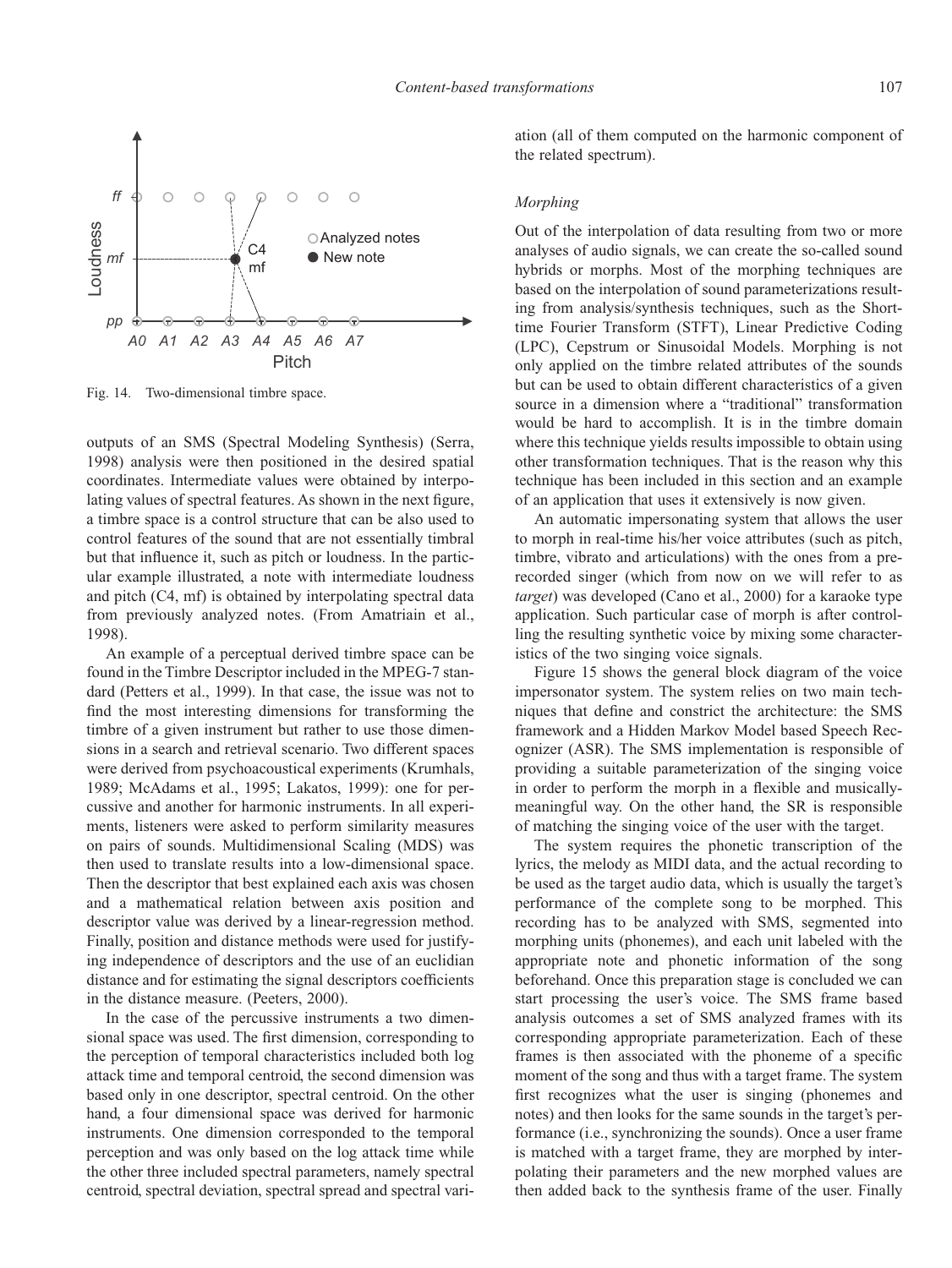ff
mf
pp
Loudness
C4
mf
Analyzed notes
New note
A0 A1 A2 A3 A4 A5 A6 A7
Pitch

Fig. 14. Two-dimensional timbre space.

outputs of an SMS (Spectral Modeling Synthesis) (Serra, 1998) analysis were then positioned in the desired spatial coordinates. Intermediate values were obtained by interpolating values of spectral features. As shown in the next figure, a timbre space is a control structure that can be also used to control features of the sound that are not essentially timbral but that influence it, such as pitch or loudness. In the particular example illustrated, a note with intermediate loudness and pitch (C4, mf) is obtained by interpolating spectral data from previously analyzed notes. (From Amatriain et al., 1998).

An example of a perceptual derived timbre space can be found in the Timbre Descriptor included in the MPEG-7 standard (Petters et al., 1999). In that case, the issue was not to find the most interesting dimensions for transforming the timbre of a given instrument but rather to use those dimensions in a search and retrieval scenario. Two different spaces were derived from psychoacoustical experiments (Krumhals, 1989; McAdams et al., 1995; Lakatos, 1999): one for percussive and another for harmonic instruments. In all experiments, listeners were asked to perform similarity measures on pairs of sounds. Multidimensional Scaling (MDS) was then used to translate results into a low-dimensional space. Then the descriptor that best explained each axis was chosen and a mathematical relation between axis position and descriptor value was derived by a linear-regression method. Finally, position and distance methods were used for justifying independence of descriptors and the use of an euclidian distance and for estimating the signal descriptors coefficients in the distance measure. (Peeters, 2000).

In the case of the percussive instruments a two dimensional space was used. The first dimension, corresponding to the perception of temporal characteristics included both log attack time and temporal centroid, the second dimension was based only in one descriptor, spectral centroid. On the other hand, a four dimensional space was derived for harmonic instruments. One dimension corresponded to the temporal perception and was only based on the log attack time while the other three included spectral parameters, namely spectral centroid, spectral deviation, spectral spread and spectral variation (all of them computed on the harmonic component of the related spectrum).

### *Morphing*

Out of the interpolation of data resulting from two or more analyses of audio signals, we can create the so-called sound hybrids or morphs. Most of the morphing techniques are based on the interpolation of sound parameterizations resulting from analysis/synthesis techniques, such as the Short-time Fourier Transform (STFT), Linear Predictive Coding (LPC), Cepstrum or Sinusoidal Models. Morphing is not only applied on the timbre related attributes of the sounds but can be used to obtain different characteristics of a given source in a dimension where a "traditional" transformation would be hard to accomplish. It is in the timbre domain where this technique yields results impossible to obtain using other transformation techniques. That is the reason why this technique has been included in this section and an example of an application that uses it extensively is now given.

An automatic impersonating system that allows the user to morph in real-time his/her voice attributes (such as pitch, timbre, vibrato and articulations) with the ones from a pre-recorded singer (which from now on we will refer to as *target*) was developed (Cano et al., 2000) for a karaoke type application. Such particular case of morph is after controlling the resulting synthetic voice by mixing some characteristics of the two singing voice signals.

Figure 15 shows the general block diagram of the voice impersonator system. The system relies on two main techniques that define and constrict the architecture: the SMS framework and a Hidden Markov Model based Speech Recognizer (ASR). The SMS implementation is responsible of providing a suitable parameterization of the singing voice in order to perform the morph in a flexible and musically-meaningful way. On the other hand, the SR is responsible of matching the singing voice of the user with the target.

The system requires the phonetic transcription of the lyrics, the melody as MIDI data, and the actual recording to be used as the target audio data, which is usually the target's performance of the complete song to be morphed. This recording has to be analyzed with SMS, segmented into morphing units (phonemes), and each unit labeled with the appropriate note and phonetic information of the song beforehand. Once this preparation stage is concluded we can start processing the user's voice. The SMS frame based analysis outcomes a set of SMS analyzed frames with its corresponding appropriate parameterization. Each of these frames is then associated with the phoneme of a specific moment of the song and thus with a target frame. The system first recognizes what the user is singing (phonemes and notes) and then looks for the same sounds in the target's performance (i.e., synchronizing the sounds). Once a user frame is matched with a target frame, they are morphed by interpolating their parameters and the new morphed values are then added back to the synthesis frame of the user. Finally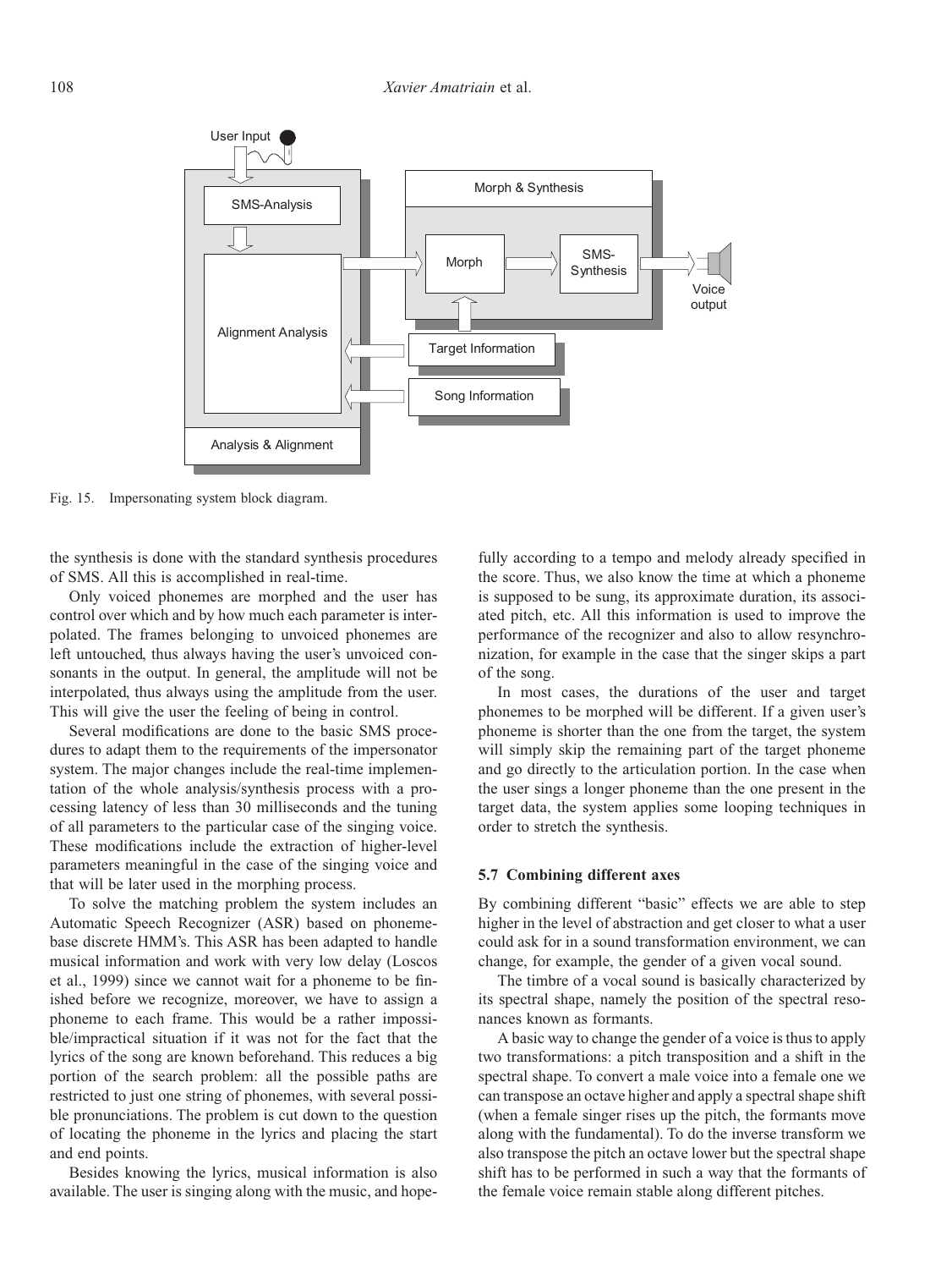User Input

SMS-Analysis

Alignment Analysis

Analysis & Alignment

Morph & Synthesis

Morph

SMS-Synthesis

Voice output

Target Information

Song Information

Fig. 15. Impersonating system block diagram.

the synthesis is done with the standard synthesis procedures of SMS. All this is accomplished in real-time.

Only voiced phonemes are morphed and the user has control over which and by how much each parameter is interpolated. The frames belonging to unvoiced phonemes are left untouched, thus always having the user's unvoiced consonants in the output. In general, the amplitude will not be interpolated, thus always using the amplitude from the user. This will give the user the feeling of being in control.

Several modifications are done to the basic SMS procedures to adapt them to the requirements of the impersonator system. The major changes include the real-time implementation of the whole analysis/synthesis process with a processing latency of less than 30 milliseconds and the tuning of all parameters to the particular case of the singing voice. These modifications include the extraction of higher-level parameters meaningful in the case of the singing voice and that will be later used in the morphing process.

To solve the matching problem the system includes an Automatic Speech Recognizer (ASR) based on phoneme-base discrete HMM's. This ASR has been adapted to handle musical information and work with very low delay (Loscos et al., 1999) since we cannot wait for a phoneme to be finished before we recognize, moreover, we have to assign a phoneme to each frame. This would be a rather impossible/impractical situation if it was not for the fact that the lyrics of the song are known beforehand. This reduces a big portion of the search problem: all the possible paths are restricted to just one string of phonemes, with several possible pronunciations. The problem is cut down to the question of locating the phoneme in the lyrics and placing the start and end points.

Besides knowing the lyrics, musical information is also available. The user is singing along with the music, and hopefully according to a tempo and melody already specified in the score. Thus, we also know the time at which a phoneme is supposed to be sung, its approximate duration, its associated pitch, etc. All this information is used to improve the performance of the recognizer and also to allow resynchronization, for example in the case that the singer skips a part of the song.

In most cases, the durations of the user and target phonemes to be morphed will be different. If a given user's phoneme is shorter than the one from the target, the system will simply skip the remaining part of the target phoneme and go directly to the articulation portion. In the case when the user sings a longer phoneme than the one present in the target data, the system applies some looping techniques in order to stretch the synthesis.

### 5.7 Combining different axes

By combining different "basic" effects we are able to step higher in the level of abstraction and get closer to what a user could ask for in a sound transformation environment, we can change, for example, the gender of a given vocal sound.

The timbre of a vocal sound is basically characterized by its spectral shape, namely the position of the spectral resonances known as formants.

A basic way to change the gender of a voice is thus to apply two transformations: a pitch transposition and a shift in the spectral shape. To convert a male voice into a female one we can transpose an octave higher and apply a spectral shape shift (when a female singer rises up the pitch, the formants move along with the fundamental). To do the inverse transform we also transpose the pitch an octave lower but the spectral shape shift has to be performed in such a way that the formants of the female voice remain stable along different pitches.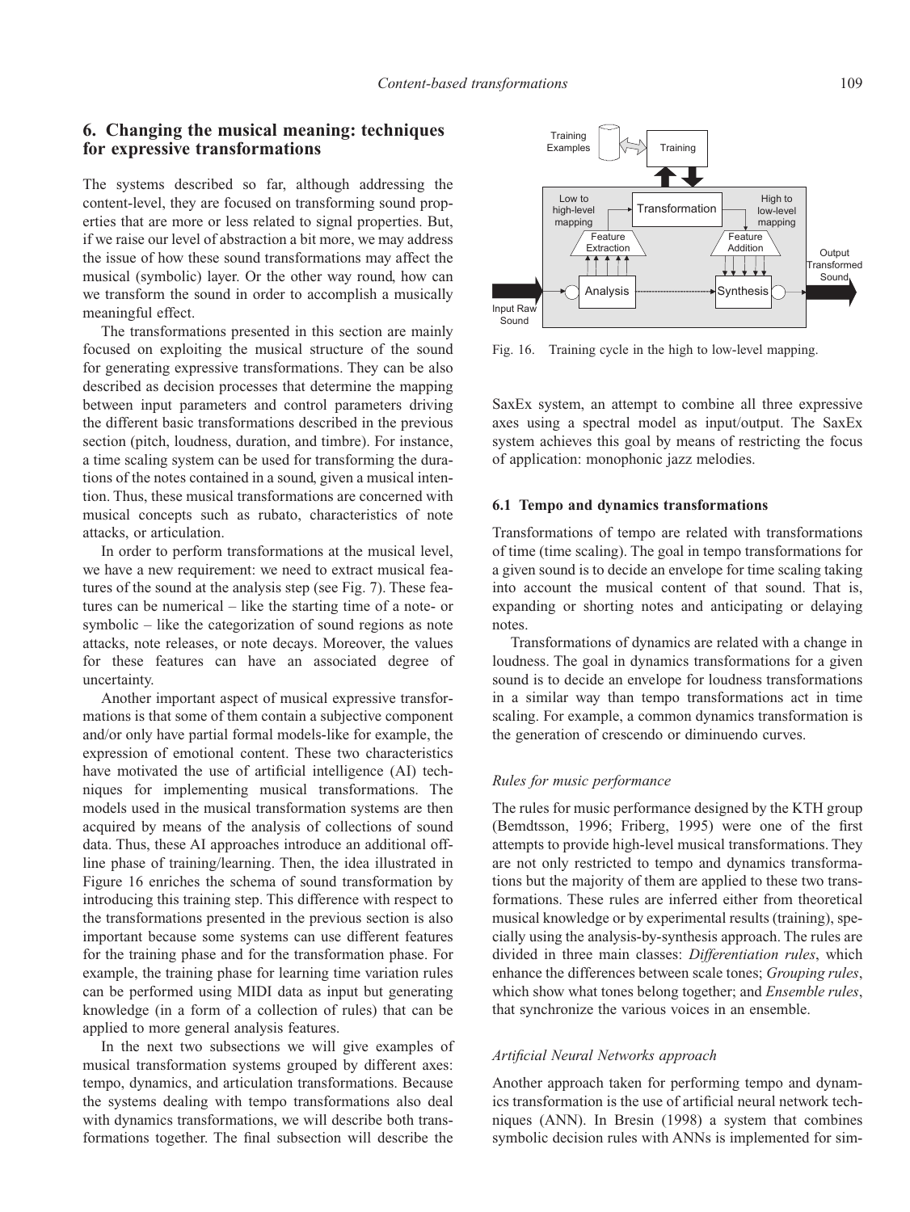## 6. Changing the musical meaning: techniques for expressive transformations

The systems described so far, although addressing the content-level, they are focused on transforming sound properties that are more or less related to signal properties. But, if we raise our level of abstraction a bit more, we may address the issue of how these sound transformations may affect the musical (symbolic) layer. Or the other way round, how can we transform the sound in order to accomplish a musically meaningful effect.

The transformations presented in this section are mainly focused on exploiting the musical structure of the sound for generating expressive transformations. They can be also described as decision processes that determine the mapping between input parameters and control parameters driving the different basic transformations described in the previous section (pitch, loudness, duration, and timbre). For instance, a time scaling system can be used for transforming the durations of the notes contained in a sound, given a musical intention. Thus, these musical transformations are concerned with musical concepts such as rubato, characteristics of note attacks, or articulation.

In order to perform transformations at the musical level, we have a new requirement: we need to extract musical features of the sound at the analysis step (see Fig. 7). These features can be numerical – like the starting time of a note- or symbolic – like the categorization of sound regions as note attacks, note releases, or note decays. Moreover, the values for these features can have an associated degree of uncertainty.

Another important aspect of musical expressive transformations is that some of them contain a subjective component and/or only have partial formal models-like for example, the expression of emotional content. These two characteristics have motivated the use of artificial intelligence (AI) techniques for implementing musical transformations. The models used in the musical transformation systems are then acquired by means of the analysis of collections of sound data. Thus, these AI approaches introduce an additional offline phase of training/learning. Then, the idea illustrated in Figure 16 enriches the schema of sound transformation by introducing this training step. This difference with respect to the transformations presented in the previous section is also important because some systems can use different features for the training phase and for the transformation phase. For example, the training phase for learning time variation rules can be performed using MIDI data as input but generating knowledge (in a form of a collection of rules) that can be applied to more general analysis features.

In the next two subsections we will give examples of musical transformation systems grouped by different axes: tempo, dynamics, and articulation transformations. Because the systems dealing with tempo transformations also deal with dynamics transformations, we will describe both transformations together. The final subsection will describe the SaxEx system, an attempt to combine all three expressive axes using a spectral model as input/output. The SaxEx system achieves this goal by means of restricting the focus of application: monophonic jazz melodies.

Training Examples
Training
Low to high-level mapping
Transformation
High to low-level mapping
Feature Extraction
Feature Addition
Output Transformed Sound
Analysis
Synthesis
Input Raw Sound

Fig. 16. Training cycle in the high to low-level mapping.

### 6.1 Tempo and dynamics transformations

Transformations of tempo are related with transformations of time (time scaling). The goal in tempo transformations for a given sound is to decide an envelope for time scaling taking into account the musical content of that sound. That is, expanding or shorting notes and anticipating or delaying notes.

Transformations of dynamics are related with a change in loudness. The goal in dynamics transformations for a given sound is to decide an envelope for loudness transformations in a similar way than tempo transformations act in time scaling. For example, a common dynamics transformation is the generation of crescendo or diminuendo curves.

#### *Rules for music performance*

The rules for music performance designed by the KTH group (Bemdtsson, 1996; Friberg, 1995) were one of the first attempts to provide high-level musical transformations. They are not only restricted to tempo and dynamics transformations but the majority of them are applied to these two transformations. These rules are inferred either from theoretical musical knowledge or by experimental results (training), specially using the analysis-by-synthesis approach. The rules are divided in three main classes: *Differentiation rules*, which enhance the differences between scale tones; *Grouping rules*, which show what tones belong together; and *Ensemble rules*, that synchronize the various voices in an ensemble.

#### *Artificial Neural Networks approach*

Another approach taken for performing tempo and dynamics transformation is the use of artificial neural network techniques (ANN). In Bresin (1998) a system that combines symbolic decision rules with ANNs is implemented for sim-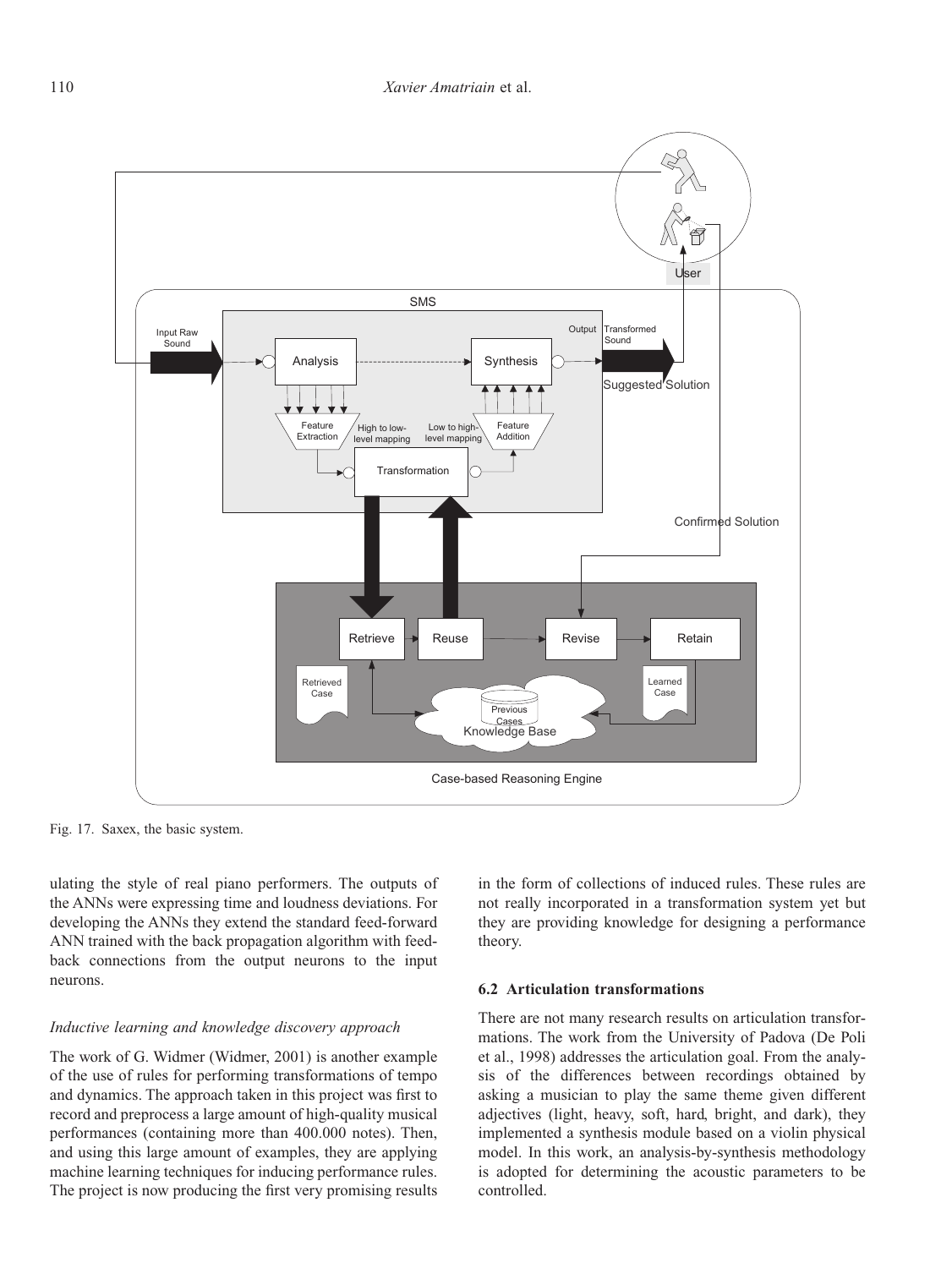Fig. 17. Saxex, the basic system.

ulating the style of real piano performers. The outputs of the ANNs were expressing time and loudness deviations. For developing the ANNs they extend the standard feed-forward ANN trained with the back propagation algorithm with feedback connections from the output neurons to the input neurons.

*Inductive learning and knowledge discovery approach*

The work of G. Widmer (Widmer, 2001) is another example of the use of rules for performing transformations of tempo and dynamics. The approach taken in this project was first to record and preprocess a large amount of high-quality musical performances (containing more than 400.000 notes). Then, and using this large amount of examples, they are applying machine learning techniques for inducing performance rules. The project is now producing the first very promising results in the form of collections of induced rules. These rules are not really incorporated in a transformation system yet but they are providing knowledge for designing a performance theory.

### 6.2 Articulation transformations

There are not many research results on articulation transformations. The work from the University of Padova (De Poli et al., 1998) addresses the articulation goal. From the analysis of the differences between recordings obtained by asking a musician to play the same theme given different adjectives (light, heavy, soft, hard, bright, and dark), they implemented a synthesis module based on a violin physical model. In this work, an analysis-by-synthesis methodology is adopted for determining the acoustic parameters to be controlled.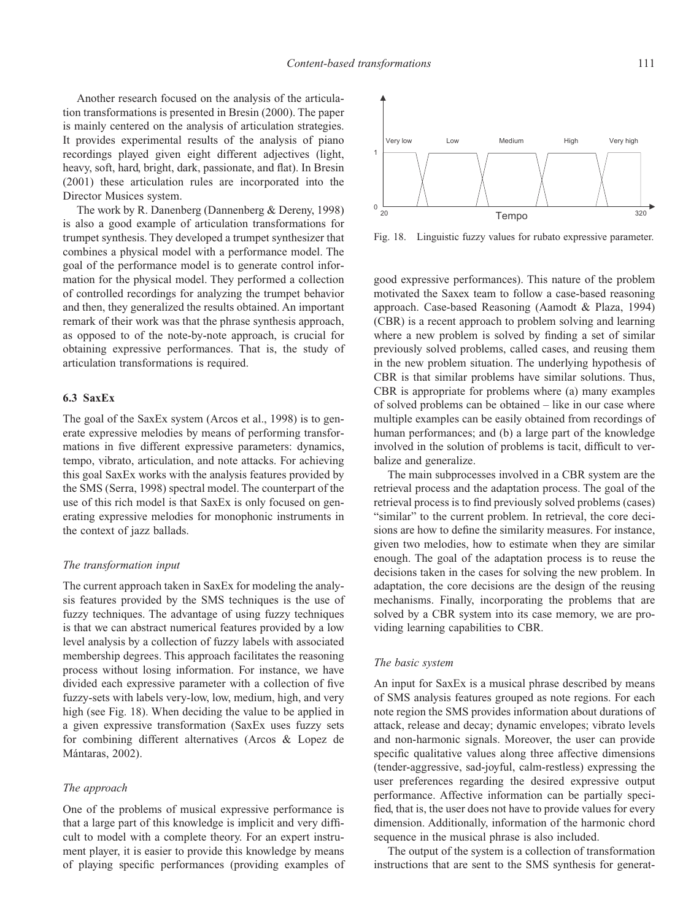Another research focused on the analysis of the articulation transformations is presented in Bresin (2000). The paper is mainly centered on the analysis of articulation strategies. It provides experimental results of the analysis of piano recordings played given eight different adjectives (light, heavy, soft, hard, bright, dark, passionate, and flat). In Bresin (2001) these articulation rules are incorporated into the Director Musices system.

The work by R. Danenberg (Dannenberg & Dereny, 1998) is also a good example of articulation transformations for trumpet synthesis. They developed a trumpet synthesizer that combines a physical model with a performance model. The goal of the performance model is to generate control information for the physical model. They performed a collection of controlled recordings for analyzing the trumpet behavior and then, they generalized the results obtained. An important remark of their work was that the phrase synthesis approach, as opposed to of the note-by-note approach, is crucial for obtaining expressive performances. That is, the study of articulation transformations is required.

### 6.3 SaxEx

The goal of the SaxEx system (Arcos et al., 1998) is to generate expressive melodies by means of performing transformations in five different expressive parameters: dynamics, tempo, vibrato, articulation, and note attacks. For achieving this goal SaxEx works with the analysis features provided by the SMS (Serra, 1998) spectral model. The counterpart of the use of this rich model is that SaxEx is only focused on generating expressive melodies for monophonic instruments in the context of jazz ballads.

*The transformation input*

The current approach taken in SaxEx for modeling the analysis features provided by the SMS techniques is the use of fuzzy techniques. The advantage of using fuzzy techniques is that we can abstract numerical features provided by a low level analysis by a collection of fuzzy labels with associated membership degrees. This approach facilitates the reasoning process without losing information. For instance, we have divided each expressive parameter with a collection of five fuzzy-sets with labels very-low, low, medium, high, and very high (see Fig. 18). When deciding the value to be applied in a given expressive transformation (SaxEx uses fuzzy sets for combining different alternatives (Arcos & Lopez de Mántaras, 2002).

*The approach*

One of the problems of musical expressive performance is that a large part of this knowledge is implicit and very difficult to model with a complete theory. For an expert instrument player, it is easier to provide this knowledge by means of playing specific performances (providing examples of good expressive performances). This nature of the problem motivated the Saxex team to follow a case-based reasoning approach. Case-based Reasoning (Aamodt & Plaza, 1994) (CBR) is a recent approach to problem solving and learning where a new problem is solved by finding a set of similar previously solved problems, called cases, and reusing them in the new problem situation. The underlying hypothesis of CBR is that similar problems have similar solutions. Thus, CBR is appropriate for problems where (a) many examples of solved problems can be obtained – like in our case where multiple examples can be easily obtained from recordings of human performances; and (b) a large part of the knowledge involved in the solution of problems is tacit, difficult to verbalize and generalize.

Fig. 18. Linguistic fuzzy values for rubato expressive parameter.

The main subprocesses involved in a CBR system are the retrieval process and the adaptation process. The goal of the retrieval process is to find previously solved problems (cases) "similar" to the current problem. In retrieval, the core decisions are how to define the similarity measures. For instance, given two melodies, how to estimate when they are similar enough. The goal of the adaptation process is to reuse the decisions taken in the cases for solving the new problem. In adaptation, the core decisions are the design of the reusing mechanisms. Finally, incorporating the problems that are solved by a CBR system into its case memory, we are providing learning capabilities to CBR.

*The basic system*

An input for SaxEx is a musical phrase described by means of SMS analysis features grouped as note regions. For each note region the SMS provides information about durations of attack, release and decay; dynamic envelopes; vibrato levels and non-harmonic signals. Moreover, the user can provide specific qualitative values along three affective dimensions (tender-aggressive, sad-joyful, calm-restless) expressing the user preferences regarding the desired expressive output performance. Affective information can be partially specified, that is, the user does not have to provide values for every dimension. Additionally, information of the harmonic chord sequence in the musical phrase is also included.

The output of the system is a collection of transformation instructions that are sent to the SMS synthesis for generat-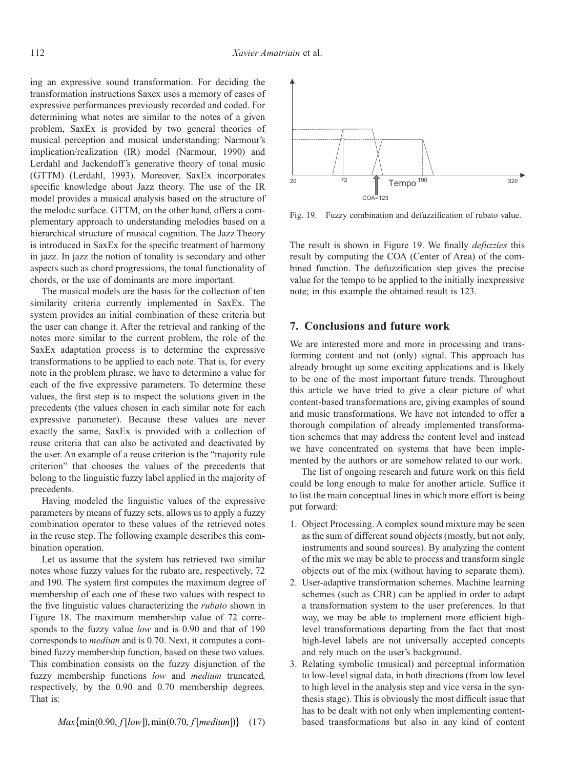ing an expressive sound transformation. For deciding the transformation instructions Saxex uses a memory of cases of expressive performances previously recorded and coded. For determining what notes are similar to the notes of a given problem, SaxEx is provided by two general theories of musical perception and musical understanding: Narmour's implication/realization (IR) model (Narmour, 1990) and Lerdahl and Jackendoff's generative theory of tonal music (GTTM) (Lerdahl, 1993). Moreover, SaxEx incorporates specific knowledge about Jazz theory. The use of the IR model provides a musical analysis based on the structure of the melodic surface. GTTM, on the other hand, offers a complementary approach to understanding melodies based on a hierarchical structure of musical cognition. The Jazz Theory is introduced in SaxEx for the specific treatment of harmony in jazz. In jazz the notion of tonality is secondary and other aspects such as chord progressions, the tonal functionality of chords, or the use of dominants are more important.

The musical models are the basis for the collection of ten similarity criteria currently implemented in SaxEx. The system provides an initial combination of these criteria but the user can change it. After the retrieval and ranking of the notes more similar to the current problem, the role of the SaxEx adaptation process is to determine the expressive transformations to be applied to each note. That is, for every note in the problem phrase, we have to determine a value for each of the five expressive parameters. To determine these values, the first step is to inspect the solutions given in the precedents (the values chosen in each similar note for each expressive parameter). Because these values are never exactly the same, SaxEx is provided with a collection of reuse criteria that can also be activated and deactivated by the user. An example of a reuse criterion is the "majority rule criterion" that chooses the values of the precedents that belong to the linguistic fuzzy label applied in the majority of precedents.

Having modeled the linguistic values of the expressive parameters by means of fuzzy sets, allows us to apply a fuzzy combination operator to these values of the retrieved notes in the reuse step. The following example describes this combination operation.

Let us assume that the system has retrieved two similar notes whose fuzzy values for the rubato are, respectively, 72 and 190. The system first computes the maximum degree of membership of each one of these two values with respect to the five linguistic values characterizing the *rubato* shown in Figure 18. The maximum membership value of 72 corresponds to the fuzzy value *low* and is 0.90 and that of 190 corresponds to *medium* and is 0.70. Next, it computes a combined fuzzy membership function, based on these two values. This combination consists on the fuzzy disjunction of the fuzzy membership functions *low* and *medium* truncated, respectively, by the 0.90 and 0.70 membership degrees. That is:

$$Max\{\min(0.90, f[low]), \min(0.70, f[medium])\} \quad (17)$$

Fig. 19. Fuzzy combination and defuzzification of rubato value.

The result is shown in Figure 19. We finally *defuzzies* this result by computing the COA (Center of Area) of the combined function. The defuzzification step gives the precise value for the tempo to be applied to the initially inexpressive note; in this example the obtained result is 123.

## 7. Conclusions and future work

We are interested more and more in processing and transforming content and not (only) signal. This approach has already brought up some exciting applications and is likely to be one of the most important future trends. Throughout this article we have tried to give a clear picture of what content-based transformations are, giving examples of sound and music transformations. We have not intended to offer a thorough compilation of already implemented transformation schemes that may address the content level and instead we have concentrated on systems that have been implemented by the authors or are somehow related to our work.

The list of ongoing research and future work on this field could be long enough to make for another article. Suffice it to list the main conceptual lines in which more effort is being put forward:

1. Object Processing. A complex sound mixture may be seen as the sum of different sound objects (mostly, but not only, instruments and sound sources). By analyzing the content of the mix we may be able to process and transform single objects out of the mix (without having to separate them).
2. User-adaptive transformation schemes. Machine learning schemes (such as CBR) can be applied in order to adapt a transformation system to the user preferences. In that way, we may be able to implement more efficient high-level transformations departing from the fact that most high-level labels are not universally accepted concepts and rely much on the user's background.
3. Relating symbolic (musical) and perceptual information to low-level signal data, in both directions (from low level to high level in the analysis step and vice versa in the synthesis stage). This is obviously the most difficult issue that has to be dealt with not only when implementing content-based transformations but also in any kind of content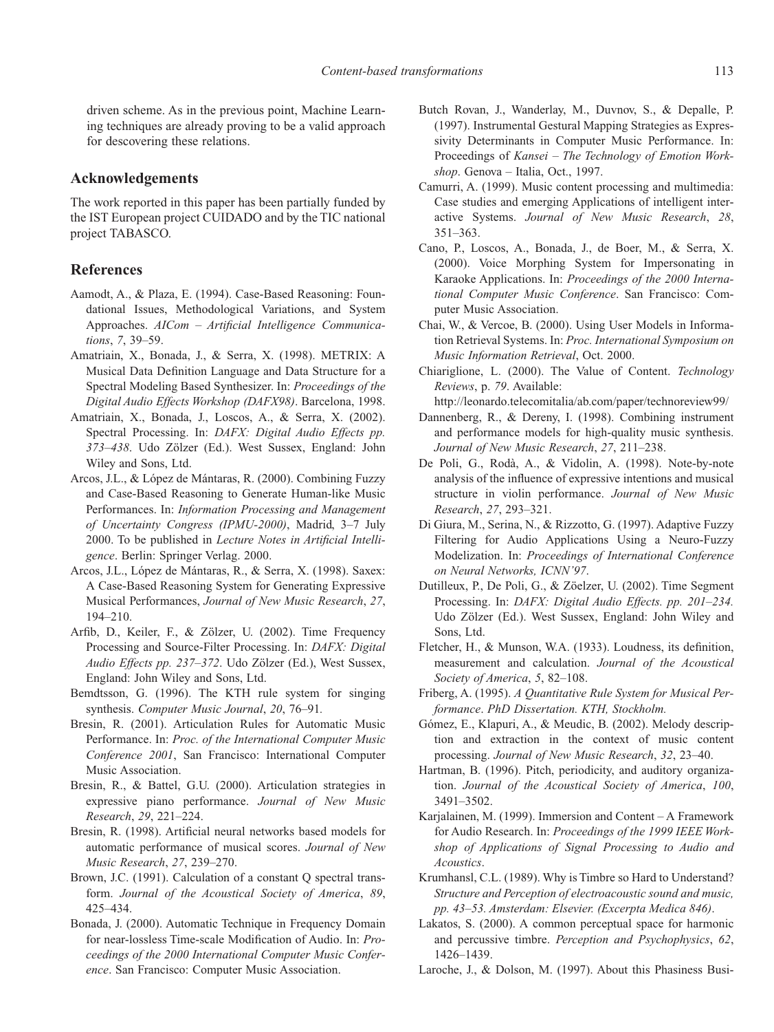driven scheme. As in the previous point, Machine Learning techniques are already proving to be a valid approach for descovering these relations.

## Acknowledgements

The work reported in this paper has been partially funded by the IST European project CUIDADO and by the TIC national project TABASCO.

## References

Aamodt, A., & Plaza, E. (1994). Case-Based Reasoning: Foundational Issues, Methodological Variations, and System Approaches. *AICom – Artificial Intelligence Communications*, *7*, 39–59.

Amatriain, X., Bonada, J., & Serra, X. (1998). METRIX: A Musical Data Definition Language and Data Structure for a Spectral Modeling Based Synthesizer. In: *Proceedings of the Digital Audio Effects Workshop (DAFX98)*. Barcelona, 1998.

Amatriain, X., Bonada, J., Loscos, A., & Serra, X. (2002). Spectral Processing. In: *DAFX: Digital Audio Effects pp. 373–438*. Udo Zölzer (Ed.). West Sussex, England: John Wiley and Sons, Ltd.

Arcos, J.L., & López de Mántaras, R. (2000). Combining Fuzzy and Case-Based Reasoning to Generate Human-like Music Performances. In: *Information Processing and Management of Uncertainty Congress (IPMU-2000)*, Madrid, 3–7 July 2000. To be published in *Lecture Notes in Artificial Intelligence*. Berlin: Springer Verlag. 2000.

Arcos, J.L., López de Mántaras, R., & Serra, X. (1998). Saxex: A Case-Based Reasoning System for Generating Expressive Musical Performances, *Journal of New Music Research*, *27*, 194–210.

Arfib, D., Keiler, F., & Zölzer, U. (2002). Time Frequency Processing and Source-Filter Processing. In: *DAFX: Digital Audio Effects pp. 237–372*. Udo Zölzer (Ed.), West Sussex, England: John Wiley and Sons, Ltd.

Bemdtsson, G. (1996). The KTH rule system for singing synthesis. *Computer Music Journal*, *20*, 76–91.

Bresin, R. (2001). Articulation Rules for Automatic Music Performance. In: *Proc. of the International Computer Music Conference 2001*, San Francisco: International Computer Music Association.

Bresin, R., & Battel, G.U. (2000). Articulation strategies in expressive piano performance. *Journal of New Music Research*, *29*, 221–224.

Bresin, R. (1998). Artificial neural networks based models for automatic performance of musical scores. *Journal of New Music Research*, *27*, 239–270.

Brown, J.C. (1991). Calculation of a constant Q spectral transform. *Journal of the Acoustical Society of America*, *89*, 425–434.

Bonada, J. (2000). Automatic Technique in Frequency Domain for near-lossless Time-scale Modification of Audio. In: *Proceedings of the 2000 International Computer Music Conference*. San Francisco: Computer Music Association.

Butch Rovan, J., Wanderlay, M., Duvnov, S., & Depalle, P. (1997). Instrumental Gestural Mapping Strategies as Expressivity Determinants in Computer Music Performance. In: Proceedings of *Kansei – The Technology of Emotion Workshop*. Genova – Italia, Oct., 1997.

Camurri, A. (1999). Music content processing and multimedia: Case studies and emerging Applications of intelligent interactive Systems. *Journal of New Music Research*, *28*, 351–363.

Cano, P., Loscos, A., Bonada, J., de Boer, M., & Serra, X. (2000). Voice Morphing System for Impersonating in Karaoke Applications. In: *Proceedings of the 2000 International Computer Music Conference*. San Francisco: Computer Music Association.

Chai, W., & Vercoe, B. (2000). Using User Models in Information Retrieval Systems. In: *Proc. International Symposium on Music Information Retrieval*, Oct. 2000.

Chiariglione, L. (2000). The Value of Content. *Technology Reviews*, p. *79*. Available: http://leonardo.telecomitalia/ab.com/paper/technoreview99/

Dannenberg, R., & Dereny, I. (1998). Combining instrument and performance models for high-quality music synthesis. *Journal of New Music Research*, *27*, 211–238.

De Poli, G., Rodà, A., & Vidolin, A. (1998). Note-by-note analysis of the influence of expressive intentions and musical structure in violin performance. *Journal of New Music Research*, *27*, 293–321.

Di Giura, M., Serina, N., & Rizzotto, G. (1997). Adaptive Fuzzy Filtering for Audio Applications Using a Neuro-Fuzzy Modelization. In: *Proceedings of International Conference on Neural Networks, ICNN'97*.

Dutilleux, P., De Poli, G., & Zöelzer, U. (2002). Time Segment Processing. In: *DAFX: Digital Audio Effects. pp. 201–234.* Udo Zölzer (Ed.). West Sussex, England: John Wiley and Sons, Ltd.

Fletcher, H., & Munson, W.A. (1933). Loudness, its definition, measurement and calculation. *Journal of the Acoustical Society of America*, *5*, 82–108.

Friberg, A. (1995). *A Quantitative Rule System for Musical Performance*. *PhD Dissertation. KTH, Stockholm.*

Gómez, E., Klapuri, A., & Meudic, B. (2002). Melody description and extraction in the context of music content processing. *Journal of New Music Research*, *32*, 23–40.

Hartman, B. (1996). Pitch, periodicity, and auditory organization. *Journal of the Acoustical Society of America*, *100*, 3491–3502.

Karjalainen, M. (1999). Immersion and Content – A Framework for Audio Research. In: *Proceedings of the 1999 IEEE Workshop of Applications of Signal Processing to Audio and Acoustics*.

Krumhansl, C.L. (1989). Why is Timbre so Hard to Understand? *Structure and Perception of electroacoustic sound and music, pp. 43–53. Amsterdam: Elsevier. (Excerpta Medica 846)*.

Lakatos, S. (2000). A common perceptual space for harmonic and percussive timbre. *Perception and Psychophysics*, *62*, 1426–1439.

Laroche, J., & Dolson, M. (1997). About this Phasiness Busi-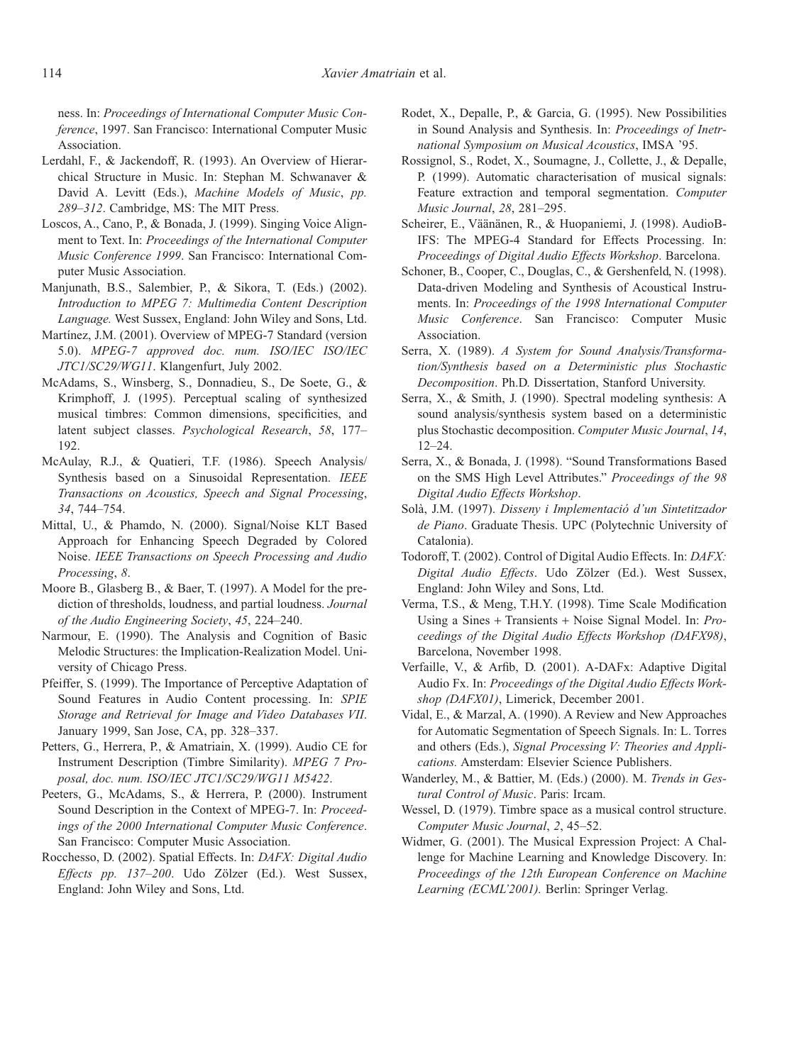ness. In: *Proceedings of International Computer Music Conference*, 1997. San Francisco: International Computer Music Association.

Lerdahl, F., & Jackendoff, R. (1993). An Overview of Hierarchical Structure in Music. In: Stephan M. Schwanaver & David A. Levitt (Eds.), *Machine Models of Music*, *pp. 289–312*. Cambridge, MS: The MIT Press.

Loscos, A., Cano, P., & Bonada, J. (1999). Singing Voice Alignment to Text. In: *Proceedings of the International Computer Music Conference 1999*. San Francisco: International Computer Music Association.

Manjunath, B.S., Salembier, P., & Sikora, T. (Eds.) (2002). *Introduction to MPEG 7: Multimedia Content Description Language.* West Sussex, England: John Wiley and Sons, Ltd.

Martínez, J.M. (2001). Overview of MPEG-7 Standard (version 5.0). *MPEG-7 approved doc. num. ISO/IEC ISO/IEC JTC1/SC29/WG11*. Klangenfurt, July 2002.

McAdams, S., Winsberg, S., Donnadieu, S., De Soete, G., & Krimphoff, J. (1995). Perceptual scaling of synthesized musical timbres: Common dimensions, specificities, and latent subject classes. *Psychological Research*, *58*, 177–192.

McAulay, R.J., & Quatieri, T.F. (1986). Speech Analysis/ Synthesis based on a Sinusoidal Representation. *IEEE Transactions on Acoustics, Speech and Signal Processing*, *34*, 744–754.

Mittal, U., & Phamdo, N. (2000). Signal/Noise KLT Based Approach for Enhancing Speech Degraded by Colored Noise. *IEEE Transactions on Speech Processing and Audio Processing*, *8*.

Moore B., Glasberg B., & Baer, T. (1997). A Model for the prediction of thresholds, loudness, and partial loudness. *Journal of the Audio Engineering Society*, *45*, 224–240.

Narmour, E. (1990). The Analysis and Cognition of Basic Melodic Structures: the Implication-Realization Model. University of Chicago Press.

Pfeiffer, S. (1999). The Importance of Perceptive Adaptation of Sound Features in Audio Content processing. In: *SPIE Storage and Retrieval for Image and Video Databases VII*. January 1999, San Jose, CA, pp. 328–337.

Petters, G., Herrera, P., & Amatriain, X. (1999). Audio CE for Instrument Description (Timbre Similarity). *MPEG 7 Proposal, doc. num. ISO/IEC JTC1/SC29/WG11 M5422*.

Peeters, G., McAdams, S., & Herrera, P. (2000). Instrument Sound Description in the Context of MPEG-7. In: *Proceedings of the 2000 International Computer Music Conference*. San Francisco: Computer Music Association.

Rocchesso, D. (2002). Spatial Effects. In: *DAFX: Digital Audio Effects pp. 137–200*. Udo Zölzer (Ed.). West Sussex, England: John Wiley and Sons, Ltd.

Rodet, X., Depalle, P., & Garcia, G. (1995). New Possibilities in Sound Analysis and Synthesis. In: *Proceedings of Inetrnational Symposium on Musical Acoustics*, IMSA '95.

Rossignol, S., Rodet, X., Soumagne, J., Collette, J., & Depalle, P. (1999). Automatic characterisation of musical signals: Feature extraction and temporal segmentation. *Computer Music Journal*, *28*, 281–295.

Scheirer, E., Väänänen, R., & Huopaniemi, J. (1998). AudioB-IFS: The MPEG-4 Standard for Effects Processing. In: *Proceedings of Digital Audio Effects Workshop*. Barcelona.

Schoner, B., Cooper, C., Douglas, C., & Gershenfeld, N. (1998). Data-driven Modeling and Synthesis of Acoustical Instruments. In: *Proceedings of the 1998 International Computer Music Conference*. San Francisco: Computer Music Association.

Serra, X. (1989). *A System for Sound Analysis/Transformation/Synthesis based on a Deterministic plus Stochastic Decomposition*. Ph.D. Dissertation, Stanford University.

Serra, X., & Smith, J. (1990). Spectral modeling synthesis: A sound analysis/synthesis system based on a deterministic plus Stochastic decomposition. *Computer Music Journal*, *14*, 12–24.

Serra, X., & Bonada, J. (1998). "Sound Transformations Based on the SMS High Level Attributes." *Proceedings of the 98 Digital Audio Effects Workshop*.

Solà, J.M. (1997). *Disseny i Implementació d'un Sintetitzador de Piano*. Graduate Thesis. UPC (Polytechnic University of Catalonia).

Todoroff, T. (2002). Control of Digital Audio Effects. In: *DAFX: Digital Audio Effects*. Udo Zölzer (Ed.). West Sussex, England: John Wiley and Sons, Ltd.

Verma, T.S., & Meng, T.H.Y. (1998). Time Scale Modification Using a Sines + Transients + Noise Signal Model. In: *Proceedings of the Digital Audio Effects Workshop (DAFX98)*, Barcelona, November 1998.

Verfaille, V., & Arfib, D. (2001). A-DAFx: Adaptive Digital Audio Fx. In: *Proceedings of the Digital Audio Effects Workshop (DAFX01)*, Limerick, December 2001.

Vidal, E., & Marzal, A. (1990). A Review and New Approaches for Automatic Segmentation of Speech Signals. In: L. Torres and others (Eds.), *Signal Processing V: Theories and Applications.* Amsterdam: Elsevier Science Publishers.

Wanderley, M., & Battier, M. (Eds.) (2000). M. *Trends in Gestural Control of Music*. Paris: Ircam.

Wessel, D. (1979). Timbre space as a musical control structure. *Computer Music Journal*, *2*, 45–52.

Widmer, G. (2001). The Musical Expression Project: A Challenge for Machine Learning and Knowledge Discovery. In: *Proceedings of the 12th European Conference on Machine Learning (ECML'2001).* Berlin: Springer Verlag.